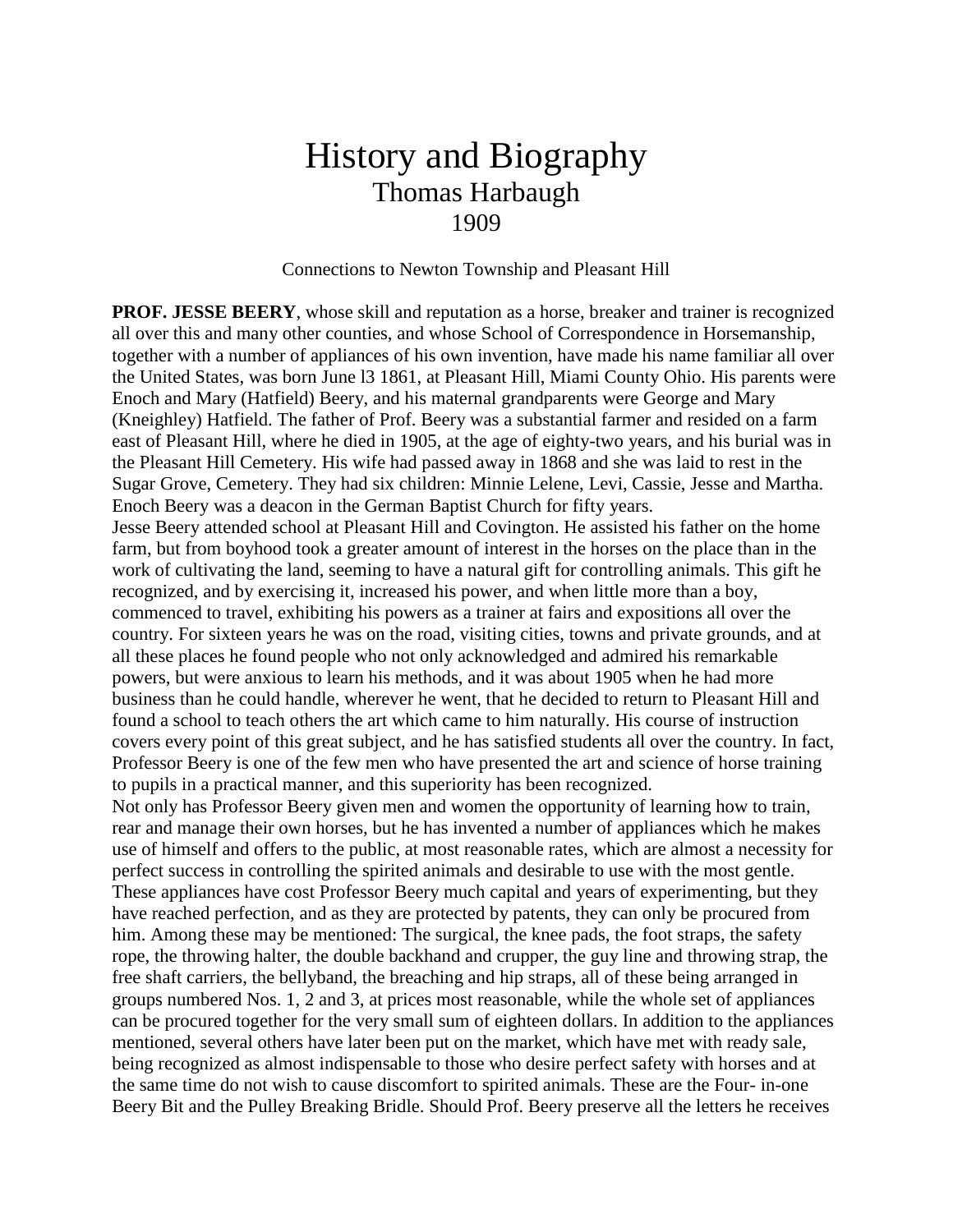# History and Biography

## Thomas Harbaugh

### 1909

Connections to Newton Township and Pleasant Hill

**PROF. JESSE BEERY**, whose skill and reputation as a horse, breaker and trainer is recognized all over this and many other counties, and whose School of Correspondence in Horsemanship, together with a number of appliances of his own invention, have made his name familiar all over the United States, was born June l3 1861, at Pleasant Hill, Miami County Ohio. His parents were Enoch and Mary (Hatfield) Beery, and his maternal grandparents were George and Mary (Kneighley) Hatfield. The father of Prof. Beery was a substantial farmer and resided on a farm east of Pleasant Hill, where he died in 1905, at the age of eighty-two years, and his burial was in the Pleasant Hill Cemetery. His wife had passed away in 1868 and she was laid to rest in the Sugar Grove, Cemetery. They had six children: Minnie Lelene, Levi, Cassie, Jesse and Martha. Enoch Beery was a deacon in the German Baptist Church for fifty years.

Jesse Beery attended school at Pleasant Hill and Covington. He assisted his father on the home farm, but from boyhood took a greater amount of interest in the horses on the place than in the work of cultivating the land, seeming to have a natural gift for controlling animals. This gift he recognized, and by exercising it, increased his power, and when little more than a boy, commenced to travel, exhibiting his powers as a trainer at fairs and expositions all over the country. For sixteen years he was on the road, visiting cities, towns and private grounds, and at all these places he found people who not only acknowledged and admired his remarkable powers, but were anxious to learn his methods, and it was about 1905 when he had more business than he could handle, wherever he went, that he decided to return to Pleasant Hill and found a school to teach others the art which came to him naturally. His course of instruction covers every point of this great subject, and he has satisfied students all over the country. In fact, Professor Beery is one of the few men who have presented the art and science of horse training to pupils in a practical manner, and this superiority has been recognized.

Not only has Professor Beery given men and women the opportunity of learning how to train, rear and manage their own horses, but he has invented a number of appliances which he makes use of himself and offers to the public, at most reasonable rates, which are almost a necessity for perfect success in controlling the spirited animals and desirable to use with the most gentle. These appliances have cost Professor Beery much capital and years of experimenting, but they have reached perfection, and as they are protected by patents, they can only be procured from him. Among these may be mentioned: The surgical, the knee pads, the foot straps, the safety rope, the throwing halter, the double backhand and crupper, the guy line and throwing strap, the free shaft carriers, the bellyband, the breaching and hip straps, all of these being arranged in groups numbered Nos. 1, 2 and 3, at prices most reasonable, while the whole set of appliances can be procured together for the very small sum of eighteen dollars. In addition to the appliances mentioned, several others have later been put on the market, which have met with ready sale, being recognized as almost indispensable to those who desire perfect safety with horses and at the same time do not wish to cause discomfort to spirited animals. These are the Four- in-one Beery Bit and the Pulley Breaking Bridle. Should Prof. Beery preserve all the letters he receives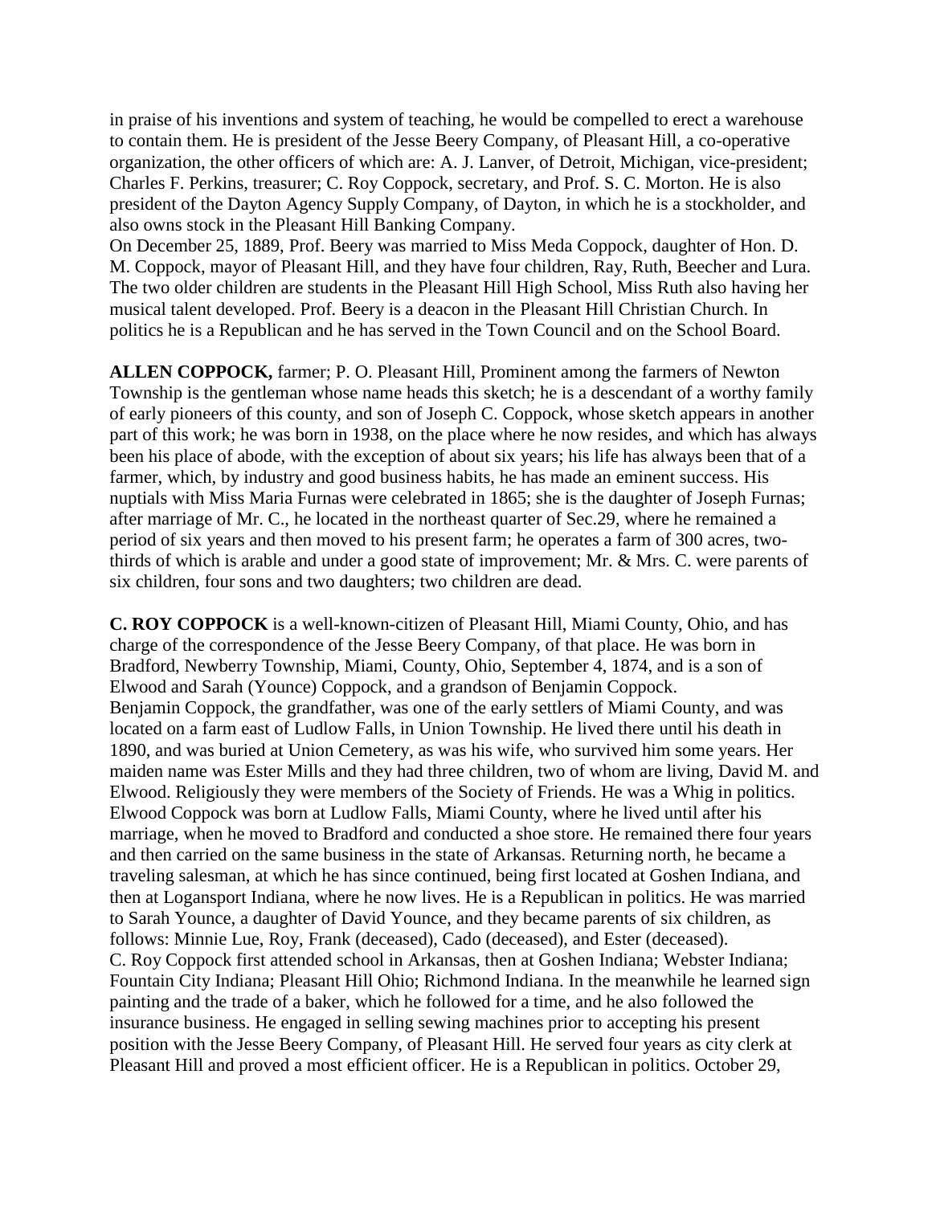in praise of his inventions and system of teaching, he would be compelled to erect a warehouse to contain them. He is president of the Jesse Beery Company, of Pleasant Hill, a co-operative organization, the other officers of which are: A. J. Lanver, of Detroit, Michigan, vice-president; Charles F. Perkins, treasurer; C. Roy Coppock, secretary, and Prof. S. C. Morton. He is also president of the Dayton Agency Supply Company, of Dayton, in which he is a stockholder, and also owns stock in the Pleasant Hill Banking Company.
On December 25, 1889, Prof. Beery was married to Miss Meda Coppock, daughter of Hon. D. M. Coppock, mayor of Pleasant Hill, and they have four children, Ray, Ruth, Beecher and Lura. The two older children are students in the Pleasant Hill High School, Miss Ruth also having her musical talent developed. Prof. Beery is a deacon in the Pleasant Hill Christian Church. In politics he is a Republican and he has served in the Town Council and on the School Board.

**ALLEN COPPOCK,** farmer; P. O. Pleasant Hill, Prominent among the farmers of Newton Township is the gentleman whose name heads this sketch; he is a descendant of a worthy family of early pioneers of this county, and son of Joseph C. Coppock, whose sketch appears in another part of this work; he was born in 1938, on the place where he now resides, and which has always been his place of abode, with the exception of about six years; his life has always been that of a farmer, which, by industry and good business habits, he has made an eminent success. His nuptials with Miss Maria Furnas were celebrated in 1865; she is the daughter of Joseph Furnas; after marriage of Mr. C., he located in the northeast quarter of Sec.29, where he remained a period of six years and then moved to his present farm; he operates a farm of 300 acres, two-thirds of which is arable and under a good state of improvement; Mr. & Mrs. C. were parents of six children, four sons and two daughters; two children are dead.

**C. ROY COPPOCK** is a well-known-citizen of Pleasant Hill, Miami County, Ohio, and has charge of the correspondence of the Jesse Beery Company, of that place. He was born in Bradford, Newberry Township, Miami, County, Ohio, September 4, 1874, and is a son of Elwood and Sarah (Younce) Coppock, and a grandson of Benjamin Coppock.
Benjamin Coppock, the grandfather, was one of the early settlers of Miami County, and was located on a farm east of Ludlow Falls, in Union Township. He lived there until his death in 1890, and was buried at Union Cemetery, as was his wife, who survived him some years. Her maiden name was Ester Mills and they had three children, two of whom are living, David M. and Elwood. Religiously they were members of the Society of Friends. He was a Whig in politics.
Elwood Coppock was born at Ludlow Falls, Miami County, where he lived until after his marriage, when he moved to Bradford and conducted a shoe store. He remained there four years and then carried on the same business in the state of Arkansas. Returning north, he became a traveling salesman, at which he has since continued, being first located at Goshen Indiana, and then at Logansport Indiana, where he now lives. He is a Republican in politics. He was married to Sarah Younce, a daughter of David Younce, and they became parents of six children, as follows: Minnie Lue, Roy, Frank (deceased), Cado (deceased), and Ester (deceased).
C. Roy Coppock first attended school in Arkansas, then at Goshen Indiana; Webster Indiana; Fountain City Indiana; Pleasant Hill Ohio; Richmond Indiana. In the meanwhile he learned sign painting and the trade of a baker, which he followed for a time, and he also followed the insurance business. He engaged in selling sewing machines prior to accepting his present position with the Jesse Beery Company, of Pleasant Hill. He served four years as city clerk at Pleasant Hill and proved a most efficient officer. He is a Republican in politics. October 29,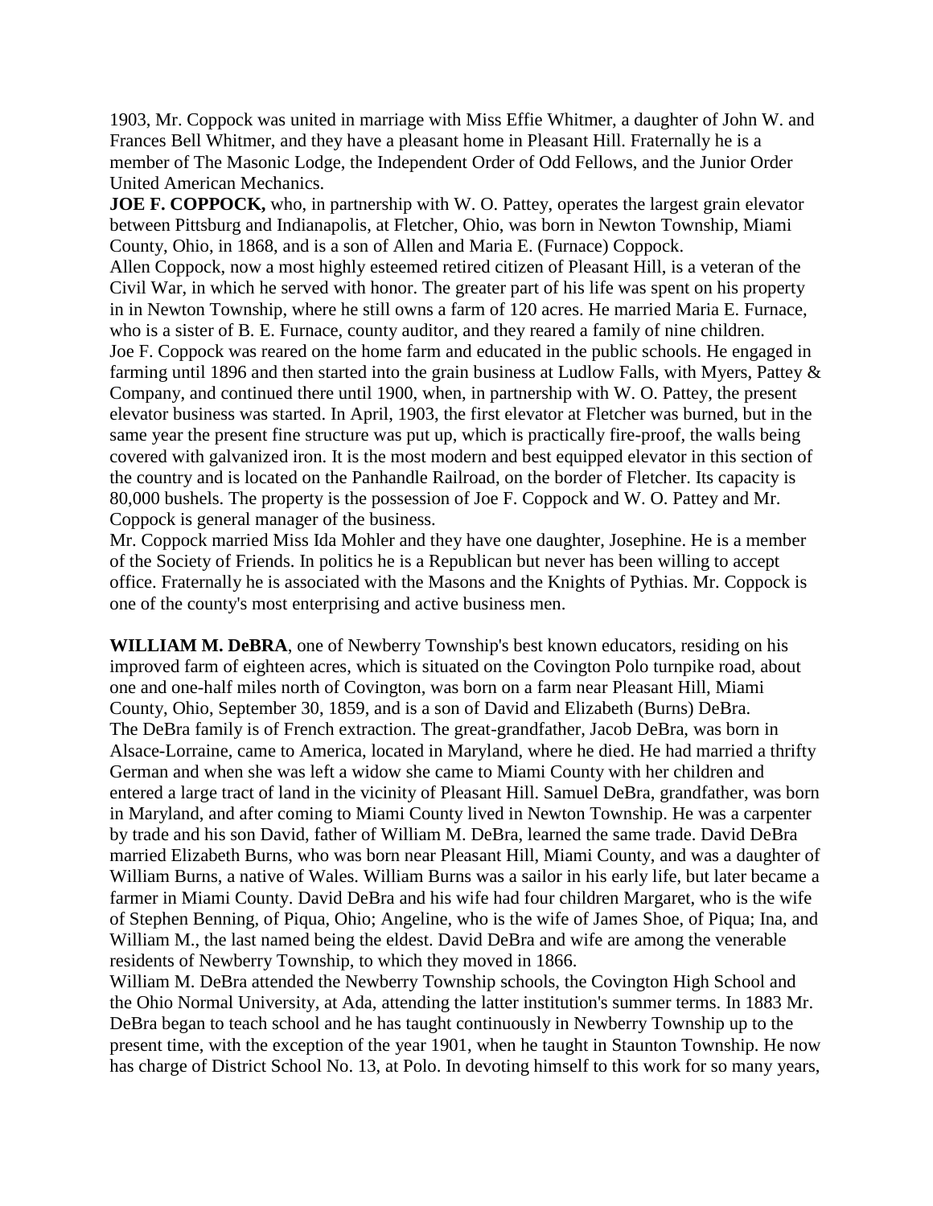1903, Mr. Coppock was united in marriage with Miss Effie Whitmer, a daughter of John W. and Frances Bell Whitmer, and they have a pleasant home in Pleasant Hill. Fraternally he is a member of The Masonic Lodge, the Independent Order of Odd Fellows, and the Junior Order United American Mechanics.

**JOE F. COPPOCK,** who, in partnership with W. O. Pattey, operates the largest grain elevator between Pittsburg and Indianapolis, at Fletcher, Ohio, was born in Newton Township, Miami County, Ohio, in 1868, and is a son of Allen and Maria E. (Furnace) Coppock.

Allen Coppock, now a most highly esteemed retired citizen of Pleasant Hill, is a veteran of the Civil War, in which he served with honor. The greater part of his life was spent on his property in in Newton Township, where he still owns a farm of 120 acres. He married Maria E. Furnace, who is a sister of B. E. Furnace, county auditor, and they reared a family of nine children.

Joe F. Coppock was reared on the home farm and educated in the public schools. He engaged in farming until 1896 and then started into the grain business at Ludlow Falls, with Myers, Pattey & Company, and continued there until 1900, when, in partnership with W. O. Pattey, the present elevator business was started. In April, 1903, the first elevator at Fletcher was burned, but in the same year the present fine structure was put up, which is practically fire-proof, the walls being covered with galvanized iron. It is the most modern and best equipped elevator in this section of the country and is located on the Panhandle Railroad, on the border of Fletcher. Its capacity is 80,000 bushels. The property is the possession of Joe F. Coppock and W. O. Pattey and Mr. Coppock is general manager of the business.

Mr. Coppock married Miss Ida Mohler and they have one daughter, Josephine. He is a member of the Society of Friends. In politics he is a Republican but never has been willing to accept office. Fraternally he is associated with the Masons and the Knights of Pythias. Mr. Coppock is one of the county's most enterprising and active business men.

**WILLIAM M. DeBRA**, one of Newberry Township's best known educators, residing on his improved farm of eighteen acres, which is situated on the Covington Polo turnpike road, about one and one-half miles north of Covington, was born on a farm near Pleasant Hill, Miami County, Ohio, September 30, 1859, and is a son of David and Elizabeth (Burns) DeBra.

The DeBra family is of French extraction. The great-grandfather, Jacob DeBra, was born in Alsace-Lorraine, came to America, located in Maryland, where he died. He had married a thrifty German and when she was left a widow she came to Miami County with her children and entered a large tract of land in the vicinity of Pleasant Hill. Samuel DeBra, grandfather, was born in Maryland, and after coming to Miami County lived in Newton Township. He was a carpenter by trade and his son David, father of William M. DeBra, learned the same trade. David DeBra married Elizabeth Burns, who was born near Pleasant Hill, Miami County, and was a daughter of William Burns, a native of Wales. William Burns was a sailor in his early life, but later became a farmer in Miami County. David DeBra and his wife had four children Margaret, who is the wife of Stephen Benning, of Piqua, Ohio; Angeline, who is the wife of James Shoe, of Piqua; Ina, and William M., the last named being the eldest. David DeBra and wife are among the venerable residents of Newberry Township, to which they moved in 1866.

William M. DeBra attended the Newberry Township schools, the Covington High School and the Ohio Normal University, at Ada, attending the latter institution's summer terms. In 1883 Mr. DeBra began to teach school and he has taught continuously in Newberry Township up to the present time, with the exception of the year 1901, when he taught in Staunton Township. He now has charge of District School No. 13, at Polo. In devoting himself to this work for so many years,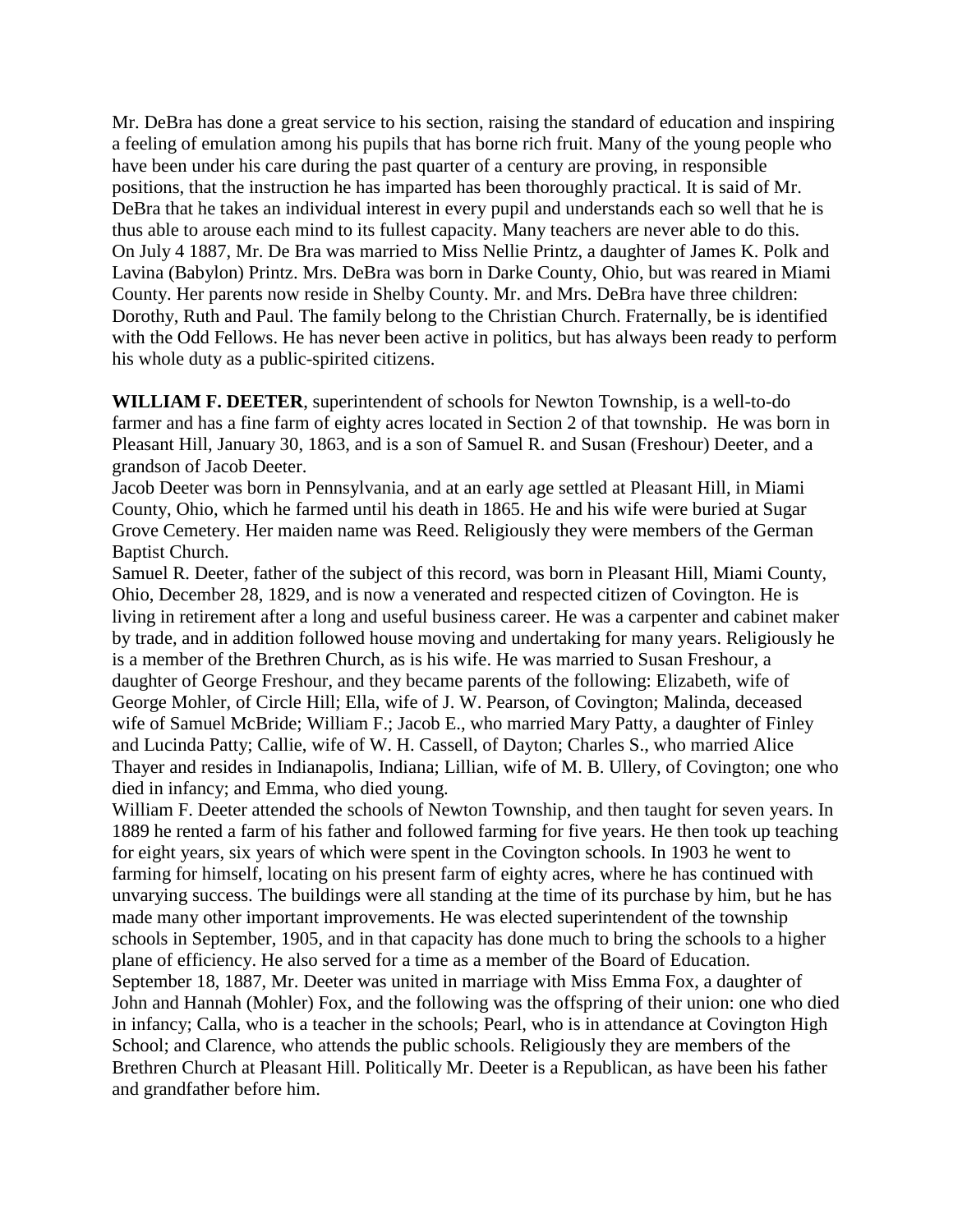Mr. DeBra has done a great service to his section, raising the standard of education and inspiring a feeling of emulation among his pupils that has borne rich fruit. Many of the young people who have been under his care during the past quarter of a century are proving, in responsible positions, that the instruction he has imparted has been thoroughly practical. It is said of Mr. DeBra that he takes an individual interest in every pupil and understands each so well that he is thus able to arouse each mind to its fullest capacity. Many teachers are never able to do this.
On July 4 1887, Mr. De Bra was married to Miss Nellie Printz, a daughter of James K. Polk and Lavina (Babylon) Printz. Mrs. DeBra was born in Darke County, Ohio, but was reared in Miami County. Her parents now reside in Shelby County. Mr. and Mrs. DeBra have three children: Dorothy, Ruth and Paul. The family belong to the Christian Church. Fraternally, be is identified with the Odd Fellows. He has never been active in politics, but has always been ready to perform his whole duty as a public-spirited citizens.

**WILLIAM F. DEETER**, superintendent of schools for Newton Township, is a well-to-do farmer and has a fine farm of eighty acres located in Section 2 of that township. He was born in Pleasant Hill, January 30, 1863, and is a son of Samuel R. and Susan (Freshour) Deeter, and a grandson of Jacob Deeter.
Jacob Deeter was born in Pennsylvania, and at an early age settled at Pleasant Hill, in Miami County, Ohio, which he farmed until his death in 1865. He and his wife were buried at Sugar Grove Cemetery. Her maiden name was Reed. Religiously they were members of the German Baptist Church.
Samuel R. Deeter, father of the subject of this record, was born in Pleasant Hill, Miami County, Ohio, December 28, 1829, and is now a venerated and respected citizen of Covington. He is living in retirement after a long and useful business career. He was a carpenter and cabinet maker by trade, and in addition followed house moving and undertaking for many years. Religiously he is a member of the Brethren Church, as is his wife. He was married to Susan Freshour, a daughter of George Freshour, and they became parents of the following: Elizabeth, wife of George Mohler, of Circle Hill; Ella, wife of J. W. Pearson, of Covington; Malinda, deceased wife of Samuel McBride; William F.; Jacob E., who married Mary Patty, a daughter of Finley and Lucinda Patty; Callie, wife of W. H. Cassell, of Dayton; Charles S., who married Alice Thayer and resides in Indianapolis, Indiana; Lillian, wife of M. B. Ullery, of Covington; one who died in infancy; and Emma, who died young.
William F. Deeter attended the schools of Newton Township, and then taught for seven years. In 1889 he rented a farm of his father and followed farming for five years. He then took up teaching for eight years, six years of which were spent in the Covington schools. In 1903 he went to farming for himself, locating on his present farm of eighty acres, where he has continued with unvarying success. The buildings were all standing at the time of its purchase by him, but he has made many other important improvements. He was elected superintendent of the township schools in September, 1905, and in that capacity has done much to bring the schools to a higher plane of efficiency. He also served for a time as a member of the Board of Education.
September 18, 1887, Mr. Deeter was united in marriage with Miss Emma Fox, a daughter of John and Hannah (Mohler) Fox, and the following was the offspring of their union: one who died in infancy; Calla, who is a teacher in the schools; Pearl, who is in attendance at Covington High School; and Clarence, who attends the public schools. Religiously they are members of the Brethren Church at Pleasant Hill. Politically Mr. Deeter is a Republican, as have been his father and grandfather before him.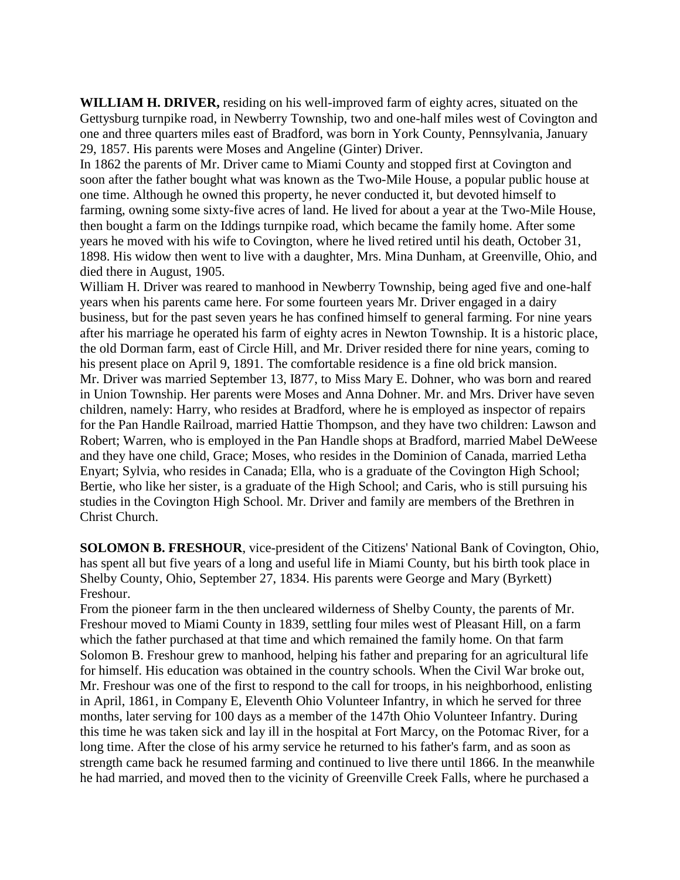**WILLIAM H. DRIVER,** residing on his well-improved farm of eighty acres, situated on the Gettysburg turnpike road, in Newberry Township, two and one-half miles west of Covington and one and three quarters miles east of Bradford, was born in York County, Pennsylvania, January 29, 1857. His parents were Moses and Angeline (Ginter) Driver.

In 1862 the parents of Mr. Driver came to Miami County and stopped first at Covington and soon after the father bought what was known as the Two-Mile House, a popular public house at one time. Although he owned this property, he never conducted it, but devoted himself to farming, owning some sixty-five acres of land. He lived for about a year at the Two-Mile House, then bought a farm on the Iddings turnpike road, which became the family home. After some years he moved with his wife to Covington, where he lived retired until his death, October 31, 1898. His widow then went to live with a daughter, Mrs. Mina Dunham, at Greenville, Ohio, and died there in August, 1905.

William H. Driver was reared to manhood in Newberry Township, being aged five and one-half years when his parents came here. For some fourteen years Mr. Driver engaged in a dairy business, but for the past seven years he has confined himself to general farming. For nine years after his marriage he operated his farm of eighty acres in Newton Township. It is a historic place, the old Dorman farm, east of Circle Hill, and Mr. Driver resided there for nine years, coming to his present place on April 9, 1891. The comfortable residence is a fine old brick mansion.

Mr. Driver was married September 13, I877, to Miss Mary E. Dohner, who was born and reared in Union Township. Her parents were Moses and Anna Dohner. Mr. and Mrs. Driver have seven children, namely: Harry, who resides at Bradford, where he is employed as inspector of repairs for the Pan Handle Railroad, married Hattie Thompson, and they have two children: Lawson and Robert; Warren, who is employed in the Pan Handle shops at Bradford, married Mabel DeWeese and they have one child, Grace; Moses, who resides in the Dominion of Canada, married Letha Enyart; Sylvia, who resides in Canada; Ella, who is a graduate of the Covington High School; Bertie, who like her sister, is a graduate of the High School; and Caris, who is still pursuing his studies in the Covington High School. Mr. Driver and family are members of the Brethren in Christ Church.

**SOLOMON B. FRESHOUR**, vice-president of the Citizens' National Bank of Covington, Ohio, has spent all but five years of a long and useful life in Miami County, but his birth took place in Shelby County, Ohio, September 27, 1834. His parents were George and Mary (Byrkett) Freshour.

From the pioneer farm in the then uncleared wilderness of Shelby County, the parents of Mr. Freshour moved to Miami County in 1839, settling four miles west of Pleasant Hill, on a farm which the father purchased at that time and which remained the family home. On that farm Solomon B. Freshour grew to manhood, helping his father and preparing for an agricultural life for himself. His education was obtained in the country schools. When the Civil War broke out, Mr. Freshour was one of the first to respond to the call for troops, in his neighborhood, enlisting in April, 1861, in Company E, Eleventh Ohio Volunteer Infantry, in which he served for three months, later serving for 100 days as a member of the 147th Ohio Volunteer Infantry. During this time he was taken sick and lay ill in the hospital at Fort Marcy, on the Potomac River, for a long time. After the close of his army service he returned to his father's farm, and as soon as strength came back he resumed farming and continued to live there until 1866. In the meanwhile he had married, and moved then to the vicinity of Greenville Creek Falls, where he purchased a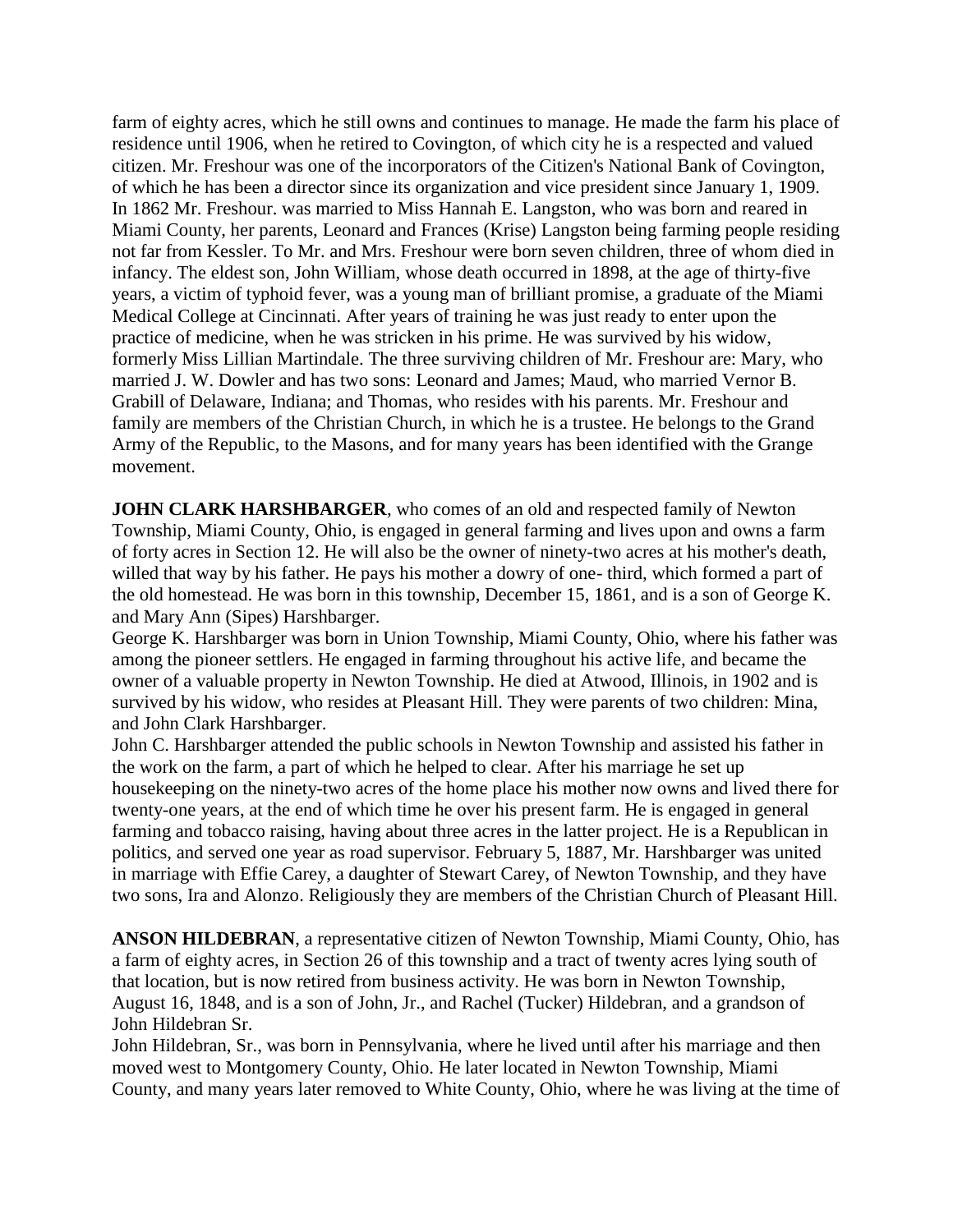farm of eighty acres, which he still owns and continues to manage. He made the farm his place of residence until 1906, when he retired to Covington, of which city he is a respected and valued citizen. Mr. Freshour was one of the incorporators of the Citizen's National Bank of Covington, of which he has been a director since its organization and vice president since January 1, 1909. In 1862 Mr. Freshour. was married to Miss Hannah E. Langston, who was born and reared in Miami County, her parents, Leonard and Frances (Krise) Langston being farming people residing not far from Kessler. To Mr. and Mrs. Freshour were born seven children, three of whom died in infancy. The eldest son, John William, whose death occurred in 1898, at the age of thirty-five years, a victim of typhoid fever, was a young man of brilliant promise, a graduate of the Miami Medical College at Cincinnati. After years of training he was just ready to enter upon the practice of medicine, when he was stricken in his prime. He was survived by his widow, formerly Miss Lillian Martindale. The three surviving children of Mr. Freshour are: Mary, who married J. W. Dowler and has two sons: Leonard and James; Maud, who married Vernor B. Grabill of Delaware, Indiana; and Thomas, who resides with his parents. Mr. Freshour and family are members of the Christian Church, in which he is a trustee. He belongs to the Grand Army of the Republic, to the Masons, and for many years has been identified with the Grange movement.

**JOHN CLARK HARSHBARGER**, who comes of an old and respected family of Newton Township, Miami County, Ohio, is engaged in general farming and lives upon and owns a farm of forty acres in Section 12. He will also be the owner of ninety-two acres at his mother's death, willed that way by his father. He pays his mother a dowry of one- third, which formed a part of the old homestead. He was born in this township, December 15, 1861, and is a son of George K. and Mary Ann (Sipes) Harshbarger.

George K. Harshbarger was born in Union Township, Miami County, Ohio, where his father was among the pioneer settlers. He engaged in farming throughout his active life, and became the owner of a valuable property in Newton Township. He died at Atwood, Illinois, in 1902 and is survived by his widow, who resides at Pleasant Hill. They were parents of two children: Mina, and John Clark Harshbarger.

John C. Harshbarger attended the public schools in Newton Township and assisted his father in the work on the farm, a part of which he helped to clear. After his marriage he set up housekeeping on the ninety-two acres of the home place his mother now owns and lived there for twenty-one years, at the end of which time he over his present farm. He is engaged in general farming and tobacco raising, having about three acres in the latter project. He is a Republican in politics, and served one year as road supervisor. February 5, 1887, Mr. Harshbarger was united in marriage with Effie Carey, a daughter of Stewart Carey, of Newton Township, and they have two sons, Ira and Alonzo. Religiously they are members of the Christian Church of Pleasant Hill.

**ANSON HILDEBRAN**, a representative citizen of Newton Township, Miami County, Ohio, has a farm of eighty acres, in Section 26 of this township and a tract of twenty acres lying south of that location, but is now retired from business activity. He was born in Newton Township, August 16, 1848, and is a son of John, Jr., and Rachel (Tucker) Hildebran, and a grandson of John Hildebran Sr.

John Hildebran, Sr., was born in Pennsylvania, where he lived until after his marriage and then moved west to Montgomery County, Ohio. He later located in Newton Township, Miami County, and many years later removed to White County, Ohio, where he was living at the time of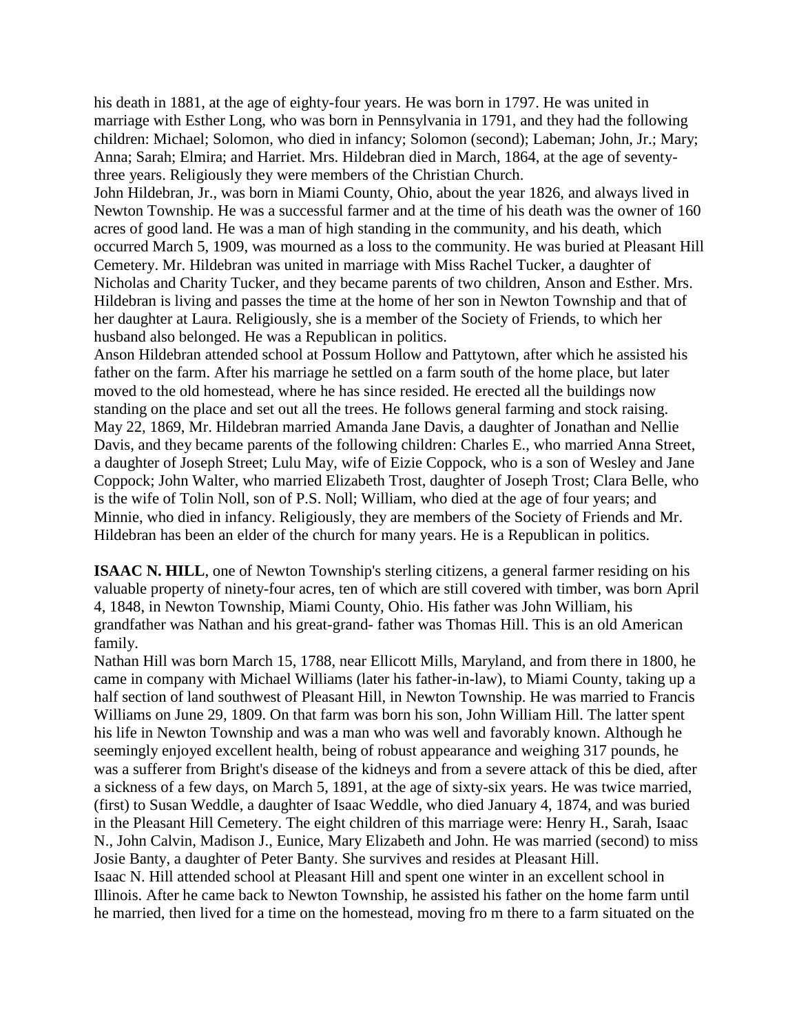his death in 1881, at the age of eighty-four years. He was born in 1797. He was united in marriage with Esther Long, who was born in Pennsylvania in 1791, and they had the following children: Michael; Solomon, who died in infancy; Solomon (second); Labeman; John, Jr.; Mary; Anna; Sarah; Elmira; and Harriet. Mrs. Hildebran died in March, 1864, at the age of seventy-three years. Religiously they were members of the Christian Church.

John Hildebran, Jr., was born in Miami County, Ohio, about the year 1826, and always lived in Newton Township. He was a successful farmer and at the time of his death was the owner of 160 acres of good land. He was a man of high standing in the community, and his death, which occurred March 5, 1909, was mourned as a loss to the community. He was buried at Pleasant Hill Cemetery. Mr. Hildebran was united in marriage with Miss Rachel Tucker, a daughter of Nicholas and Charity Tucker, and they became parents of two children, Anson and Esther. Mrs. Hildebran is living and passes the time at the home of her son in Newton Township and that of her daughter at Laura. Religiously, she is a member of the Society of Friends, to which her husband also belonged. He was a Republican in politics.

Anson Hildebran attended school at Possum Hollow and Pattytown, after which he assisted his father on the farm. After his marriage he settled on a farm south of the home place, but later moved to the old homestead, where he has since resided. He erected all the buildings now standing on the place and set out all the trees. He follows general farming and stock raising. May 22, 1869, Mr. Hildebran married Amanda Jane Davis, a daughter of Jonathan and Nellie Davis, and they became parents of the following children: Charles E., who married Anna Street, a daughter of Joseph Street; Lulu May, wife of Eizie Coppock, who is a son of Wesley and Jane Coppock; John Walter, who married Elizabeth Trost, daughter of Joseph Trost; Clara Belle, who is the wife of Tolin Noll, son of P.S. Noll; William, who died at the age of four years; and Minnie, who died in infancy. Religiously, they are members of the Society of Friends and Mr. Hildebran has been an elder of the church for many years. He is a Republican in politics.

**ISAAC N. HILL**, one of Newton Township's sterling citizens, a general farmer residing on his valuable property of ninety-four acres, ten of which are still covered with timber, was born April 4, 1848, in Newton Township, Miami County, Ohio. His father was John William, his grandfather was Nathan and his great-grand- father was Thomas Hill. This is an old American family.

Nathan Hill was born March 15, 1788, near Ellicott Mills, Maryland, and from there in 1800, he came in company with Michael Williams (later his father-in-law), to Miami County, taking up a half section of land southwest of Pleasant Hill, in Newton Township. He was married to Francis Williams on June 29, 1809. On that farm was born his son, John William Hill. The latter spent his life in Newton Township and was a man who was well and favorably known. Although he seemingly enjoyed excellent health, being of robust appearance and weighing 317 pounds, he was a sufferer from Bright's disease of the kidneys and from a severe attack of this be died, after a sickness of a few days, on March 5, 1891, at the age of sixty-six years. He was twice married, (first) to Susan Weddle, a daughter of Isaac Weddle, who died January 4, 1874, and was buried in the Pleasant Hill Cemetery. The eight children of this marriage were: Henry H., Sarah, Isaac N., John Calvin, Madison J., Eunice, Mary Elizabeth and John. He was married (second) to miss Josie Banty, a daughter of Peter Banty. She survives and resides at Pleasant Hill.

Isaac N. Hill attended school at Pleasant Hill and spent one winter in an excellent school in Illinois. After he came back to Newton Township, he assisted his father on the home farm until he married, then lived for a time on the homestead, moving fro m there to a farm situated on the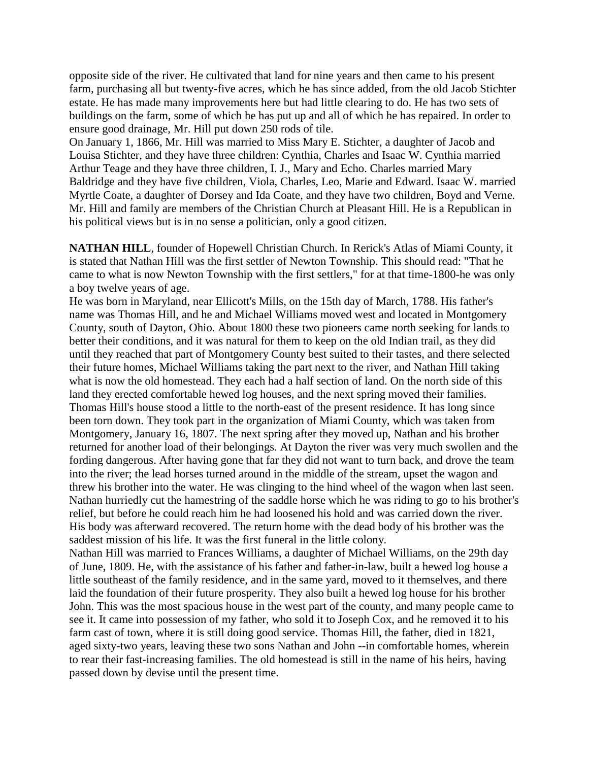opposite side of the river. He cultivated that land for nine years and then came to his present farm, purchasing all but twenty-five acres, which he has since added, from the old Jacob Stichter estate. He has made many improvements here but had little clearing to do. He has two sets of buildings on the farm, some of which he has put up and all of which he has repaired. In order to ensure good drainage, Mr. Hill put down 250 rods of tile.

On January 1, 1866, Mr. Hill was married to Miss Mary E. Stichter, a daughter of Jacob and Louisa Stichter, and they have three children: Cynthia, Charles and Isaac W. Cynthia married Arthur Teage and they have three children, I. J., Mary and Echo. Charles married Mary Baldridge and they have five children, Viola, Charles, Leo, Marie and Edward. Isaac W. married Myrtle Coate, a daughter of Dorsey and Ida Coate, and they have two children, Boyd and Verne. Mr. Hill and family are members of the Christian Church at Pleasant Hill. He is a Republican in his political views but is in no sense a politician, only a good citizen.

**NATHAN HILL**, founder of Hopewell Christian Church. In Rerick's Atlas of Miami County, it is stated that Nathan Hill was the first settler of Newton Township. This should read: "That he came to what is now Newton Township with the first settlers," for at that time-1800-he was only a boy twelve years of age.

He was born in Maryland, near Ellicott's Mills, on the 15th day of March, 1788. His father's name was Thomas Hill, and he and Michael Williams moved west and located in Montgomery County, south of Dayton, Ohio. About 1800 these two pioneers came north seeking for lands to better their conditions, and it was natural for them to keep on the old Indian trail, as they did until they reached that part of Montgomery County best suited to their tastes, and there selected their future homes, Michael Williams taking the part next to the river, and Nathan Hill taking what is now the old homestead. They each had a half section of land. On the north side of this land they erected comfortable hewed log houses, and the next spring moved their families. Thomas Hill's house stood a little to the north-east of the present residence. It has long since been torn down. They took part in the organization of Miami County, which was taken from Montgomery, January 16, 1807. The next spring after they moved up, Nathan and his brother returned for another load of their belongings. At Dayton the river was very much swollen and the fording dangerous. After having gone that far they did not want to turn back, and drove the team into the river; the lead horses turned around in the middle of the stream, upset the wagon and threw his brother into the water. He was clinging to the hind wheel of the wagon when last seen. Nathan hurriedly cut the hamestring of the saddle horse which he was riding to go to his brother's relief, but before he could reach him he had loosened his hold and was carried down the river. His body was afterward recovered. The return home with the dead body of his brother was the saddest mission of his life. It was the first funeral in the little colony.

Nathan Hill was married to Frances Williams, a daughter of Michael Williams, on the 29th day of June, 1809. He, with the assistance of his father and father-in-law, built a hewed log house a little southeast of the family residence, and in the same yard, moved to it themselves, and there laid the foundation of their future prosperity. They also built a hewed log house for his brother John. This was the most spacious house in the west part of the county, and many people came to see it. It came into possession of my father, who sold it to Joseph Cox, and he removed it to his farm cast of town, where it is still doing good service. Thomas Hill, the father, died in 1821, aged sixty-two years, leaving these two sons Nathan and John --in comfortable homes, wherein to rear their fast-increasing families. The old homestead is still in the name of his heirs, having passed down by devise until the present time.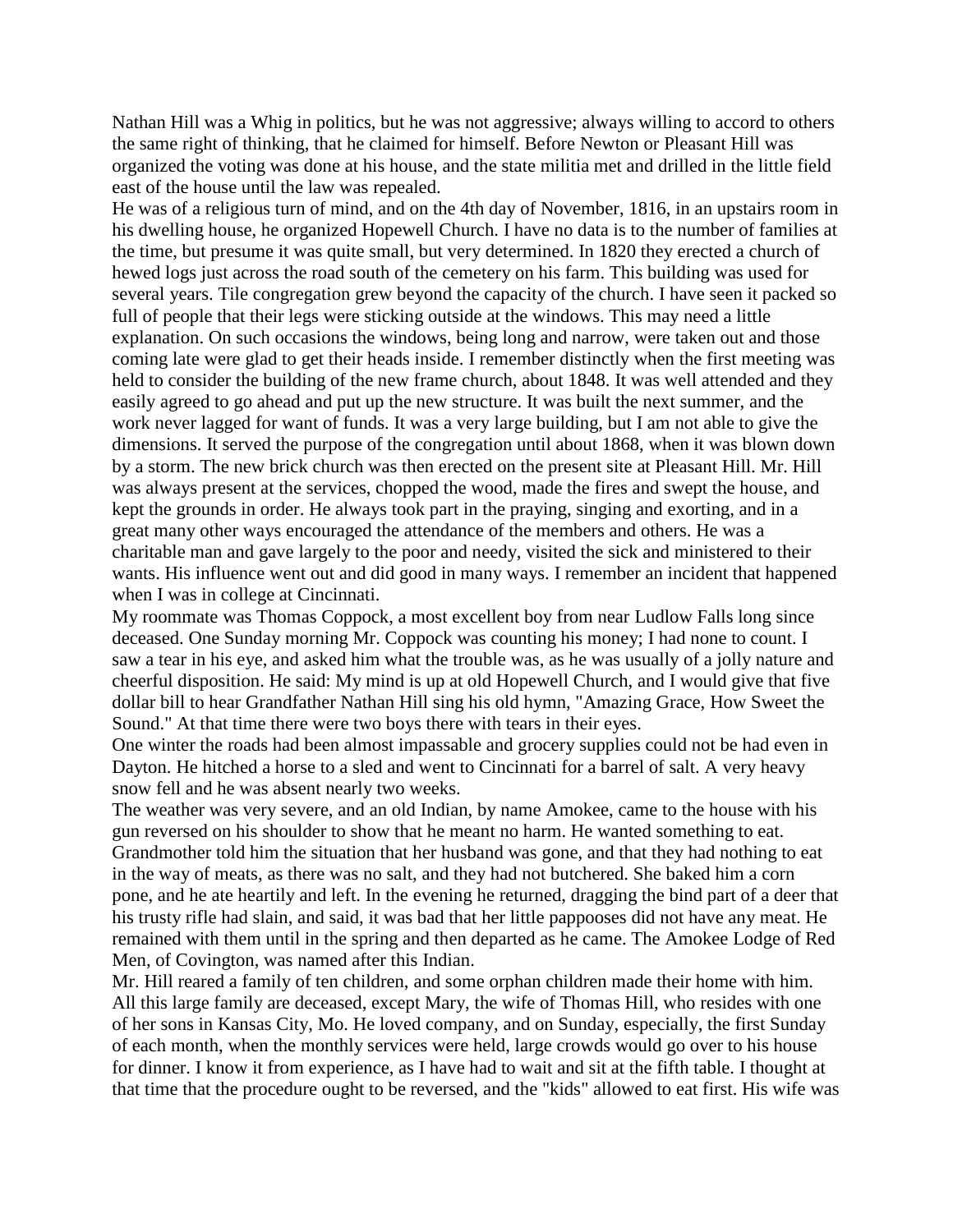Nathan Hill was a Whig in politics, but he was not aggressive; always willing to accord to others the same right of thinking, that he claimed for himself. Before Newton or Pleasant Hill was organized the voting was done at his house, and the state militia met and drilled in the little field east of the house until the law was repealed.

He was of a religious turn of mind, and on the 4th day of November, 1816, in an upstairs room in his dwelling house, he organized Hopewell Church. I have no data is to the number of families at the time, but presume it was quite small, but very determined. In 1820 they erected a church of hewed logs just across the road south of the cemetery on his farm. This building was used for several years. Tile congregation grew beyond the capacity of the church. I have seen it packed so full of people that their legs were sticking outside at the windows. This may need a little explanation. On such occasions the windows, being long and narrow, were taken out and those coming late were glad to get their heads inside. I remember distinctly when the first meeting was held to consider the building of the new frame church, about 1848. It was well attended and they easily agreed to go ahead and put up the new structure. It was built the next summer, and the work never lagged for want of funds. It was a very large building, but I am not able to give the dimensions. It served the purpose of the congregation until about 1868, when it was blown down by a storm. The new brick church was then erected on the present site at Pleasant Hill. Mr. Hill was always present at the services, chopped the wood, made the fires and swept the house, and kept the grounds in order. He always took part in the praying, singing and exorting, and in a great many other ways encouraged the attendance of the members and others. He was a charitable man and gave largely to the poor and needy, visited the sick and ministered to their wants. His influence went out and did good in many ways. I remember an incident that happened when I was in college at Cincinnati.

My roommate was Thomas Coppock, a most excellent boy from near Ludlow Falls long since deceased. One Sunday morning Mr. Coppock was counting his money; I had none to count. I saw a tear in his eye, and asked him what the trouble was, as he was usually of a jolly nature and cheerful disposition. He said: My mind is up at old Hopewell Church, and I would give that five dollar bill to hear Grandfather Nathan Hill sing his old hymn, "Amazing Grace, How Sweet the Sound." At that time there were two boys there with tears in their eyes.

One winter the roads had been almost impassable and grocery supplies could not be had even in Dayton. He hitched a horse to a sled and went to Cincinnati for a barrel of salt. A very heavy snow fell and he was absent nearly two weeks.

The weather was very severe, and an old Indian, by name Amokee, came to the house with his gun reversed on his shoulder to show that he meant no harm. He wanted something to eat. Grandmother told him the situation that her husband was gone, and that they had nothing to eat in the way of meats, as there was no salt, and they had not butchered. She baked him a corn pone, and he ate heartily and left. In the evening he returned, dragging the bind part of a deer that his trusty rifle had slain, and said, it was bad that her little pappooses did not have any meat. He remained with them until in the spring and then departed as he came. The Amokee Lodge of Red Men, of Covington, was named after this Indian.

Mr. Hill reared a family of ten children, and some orphan children made their home with him. All this large family are deceased, except Mary, the wife of Thomas Hill, who resides with one of her sons in Kansas City, Mo. He loved company, and on Sunday, especially, the first Sunday of each month, when the monthly services were held, large crowds would go over to his house for dinner. I know it from experience, as I have had to wait and sit at the fifth table. I thought at that time that the procedure ought to be reversed, and the "kids" allowed to eat first. His wife was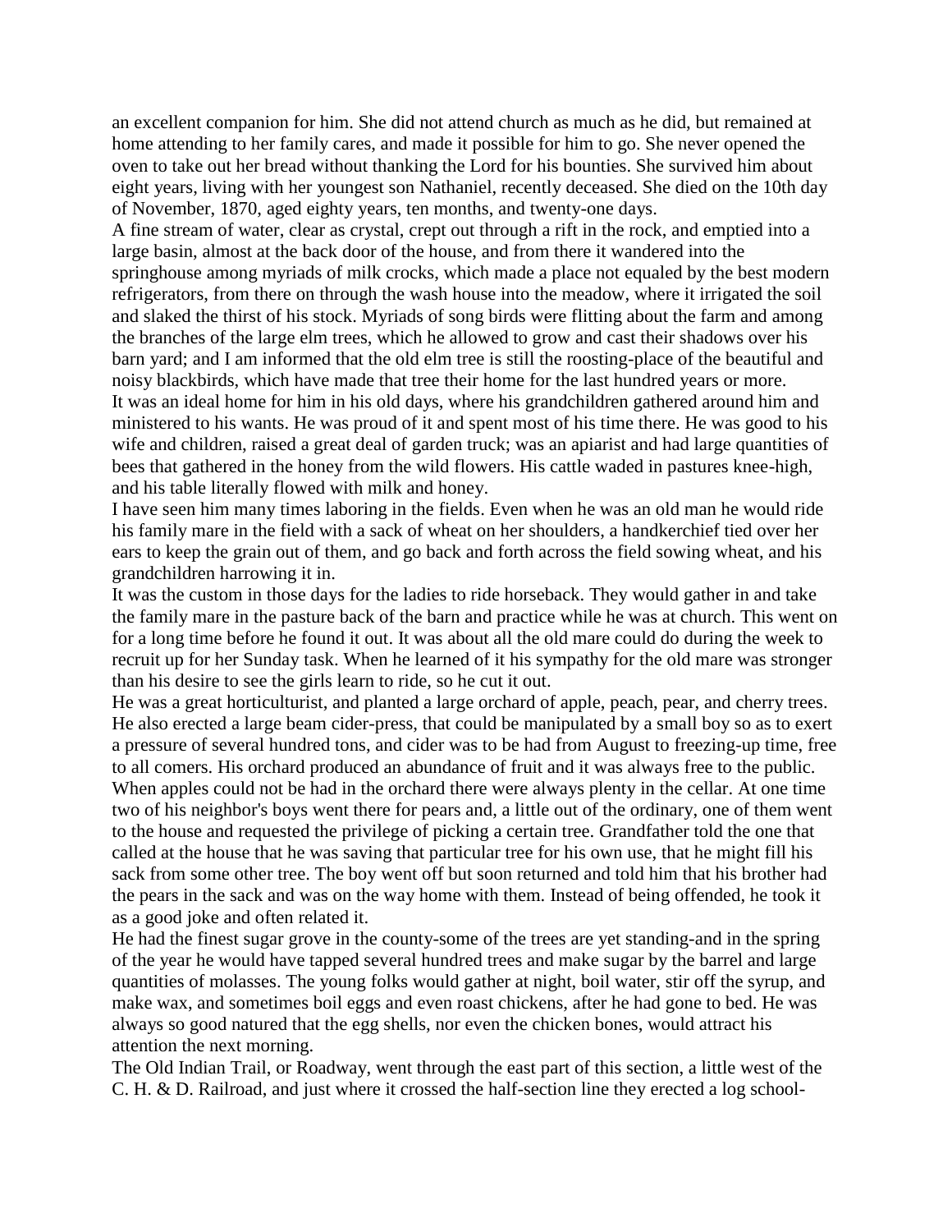an excellent companion for him. She did not attend church as much as he did, but remained at home attending to her family cares, and made it possible for him to go. She never opened the oven to take out her bread without thanking the Lord for his bounties. She survived him about eight years, living with her youngest son Nathaniel, recently deceased. She died on the 10th day of November, 1870, aged eighty years, ten months, and twenty-one days.

A fine stream of water, clear as crystal, crept out through a rift in the rock, and emptied into a large basin, almost at the back door of the house, and from there it wandered into the springhouse among myriads of milk crocks, which made a place not equaled by the best modern refrigerators, from there on through the wash house into the meadow, where it irrigated the soil and slaked the thirst of his stock. Myriads of song birds were flitting about the farm and among the branches of the large elm trees, which he allowed to grow and cast their shadows over his barn yard; and I am informed that the old elm tree is still the roosting-place of the beautiful and noisy blackbirds, which have made that tree their home for the last hundred years or more.

It was an ideal home for him in his old days, where his grandchildren gathered around him and ministered to his wants. He was proud of it and spent most of his time there. He was good to his wife and children, raised a great deal of garden truck; was an apiarist and had large quantities of bees that gathered in the honey from the wild flowers. His cattle waded in pastures knee-high, and his table literally flowed with milk and honey.

I have seen him many times laboring in the fields. Even when he was an old man he would ride his family mare in the field with a sack of wheat on her shoulders, a handkerchief tied over her ears to keep the grain out of them, and go back and forth across the field sowing wheat, and his grandchildren harrowing it in.

It was the custom in those days for the ladies to ride horseback. They would gather in and take the family mare in the pasture back of the barn and practice while he was at church. This went on for a long time before he found it out. It was about all the old mare could do during the week to recruit up for her Sunday task. When he learned of it his sympathy for the old mare was stronger than his desire to see the girls learn to ride, so he cut it out.

He was a great horticulturist, and planted a large orchard of apple, peach, pear, and cherry trees. He also erected a large beam cider-press, that could be manipulated by a small boy so as to exert a pressure of several hundred tons, and cider was to be had from August to freezing-up time, free to all comers. His orchard produced an abundance of fruit and it was always free to the public. When apples could not be had in the orchard there were always plenty in the cellar. At one time two of his neighbor's boys went there for pears and, a little out of the ordinary, one of them went to the house and requested the privilege of picking a certain tree. Grandfather told the one that called at the house that he was saving that particular tree for his own use, that he might fill his sack from some other tree. The boy went off but soon returned and told him that his brother had the pears in the sack and was on the way home with them. Instead of being offended, he took it as a good joke and often related it.

He had the finest sugar grove in the county-some of the trees are yet standing-and in the spring of the year he would have tapped several hundred trees and make sugar by the barrel and large quantities of molasses. The young folks would gather at night, boil water, stir off the syrup, and make wax, and sometimes boil eggs and even roast chickens, after he had gone to bed. He was always so good natured that the egg shells, nor even the chicken bones, would attract his attention the next morning.

The Old Indian Trail, or Roadway, went through the east part of this section, a little west of the C. H. & D. Railroad, and just where it crossed the half-section line they erected a log school-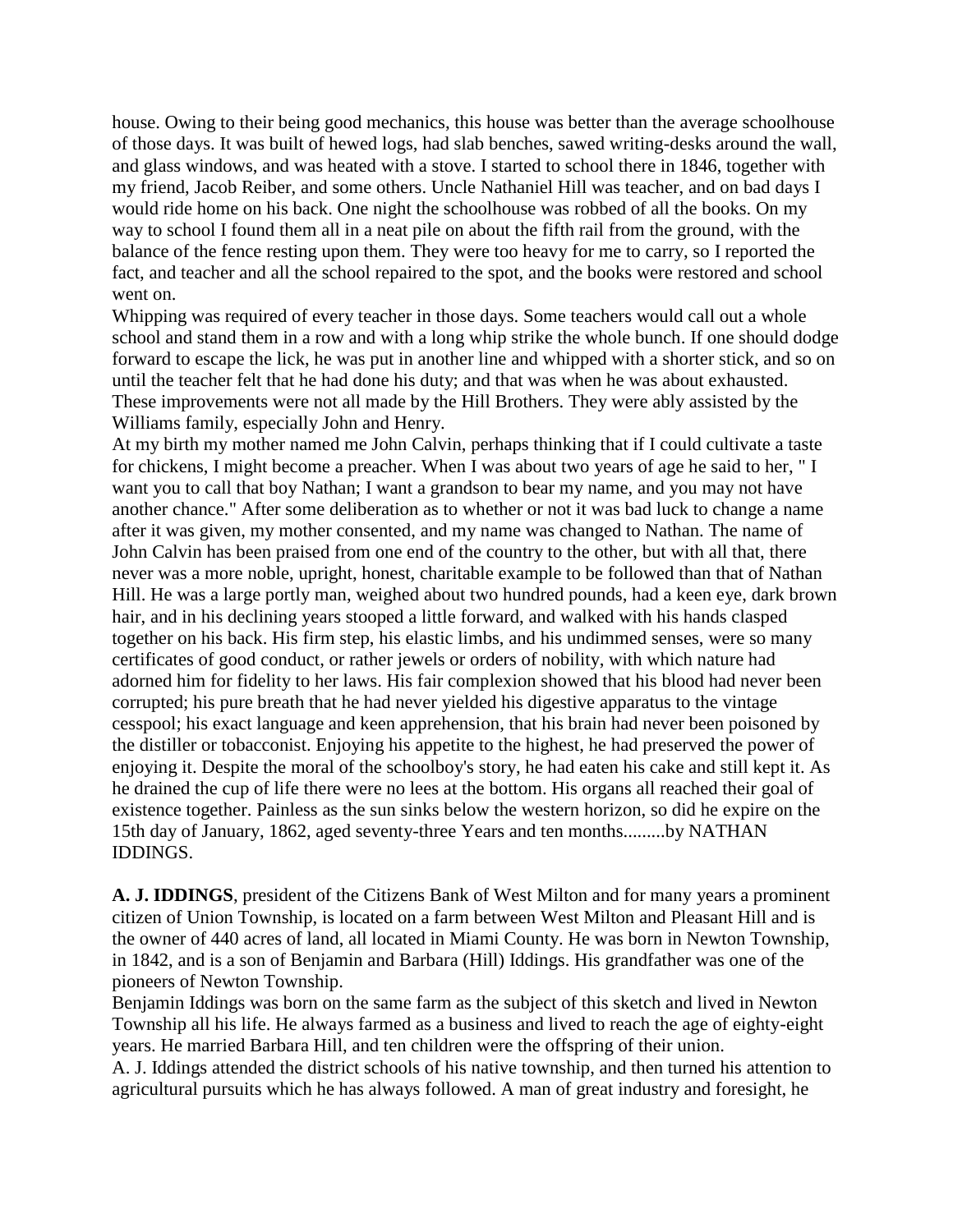house. Owing to their being good mechanics, this house was better than the average schoolhouse of those days. It was built of hewed logs, had slab benches, sawed writing-desks around the wall, and glass windows, and was heated with a stove. I started to school there in 1846, together with my friend, Jacob Reiber, and some others. Uncle Nathaniel Hill was teacher, and on bad days I would ride home on his back. One night the schoolhouse was robbed of all the books. On my way to school I found them all in a neat pile on about the fifth rail from the ground, with the balance of the fence resting upon them. They were too heavy for me to carry, so I reported the fact, and teacher and all the school repaired to the spot, and the books were restored and school went on.

Whipping was required of every teacher in those days. Some teachers would call out a whole school and stand them in a row and with a long whip strike the whole bunch. If one should dodge forward to escape the lick, he was put in another line and whipped with a shorter stick, and so on until the teacher felt that he had done his duty; and that was when he was about exhausted. These improvements were not all made by the Hill Brothers. They were ably assisted by the Williams family, especially John and Henry.

At my birth my mother named me John Calvin, perhaps thinking that if I could cultivate a taste for chickens, I might become a preacher. When I was about two years of age he said to her, " I want you to call that boy Nathan; I want a grandson to bear my name, and you may not have another chance." After some deliberation as to whether or not it was bad luck to change a name after it was given, my mother consented, and my name was changed to Nathan. The name of John Calvin has been praised from one end of the country to the other, but with all that, there never was a more noble, upright, honest, charitable example to be followed than that of Nathan Hill. He was a large portly man, weighed about two hundred pounds, had a keen eye, dark brown hair, and in his declining years stooped a little forward, and walked with his hands clasped together on his back. His firm step, his elastic limbs, and his undimmed senses, were so many certificates of good conduct, or rather jewels or orders of nobility, with which nature had adorned him for fidelity to her laws. His fair complexion showed that his blood had never been corrupted; his pure breath that he had never yielded his digestive apparatus to the vintage cesspool; his exact language and keen apprehension, that his brain had never been poisoned by the distiller or tobacconist. Enjoying his appetite to the highest, he had preserved the power of enjoying it. Despite the moral of the schoolboy's story, he had eaten his cake and still kept it. As he drained the cup of life there were no lees at the bottom. His organs all reached their goal of existence together. Painless as the sun sinks below the western horizon, so did he expire on the 15th day of January, 1862, aged seventy-three Years and ten months.........by NATHAN IDDINGS.

**A. J. IDDINGS**, president of the Citizens Bank of West Milton and for many years a prominent citizen of Union Township, is located on a farm between West Milton and Pleasant Hill and is the owner of 440 acres of land, all located in Miami County. He was born in Newton Township, in 1842, and is a son of Benjamin and Barbara (Hill) Iddings. His grandfather was one of the pioneers of Newton Township.

Benjamin Iddings was born on the same farm as the subject of this sketch and lived in Newton Township all his life. He always farmed as a business and lived to reach the age of eighty-eight years. He married Barbara Hill, and ten children were the offspring of their union.

A. J. Iddings attended the district schools of his native township, and then turned his attention to agricultural pursuits which he has always followed. A man of great industry and foresight, he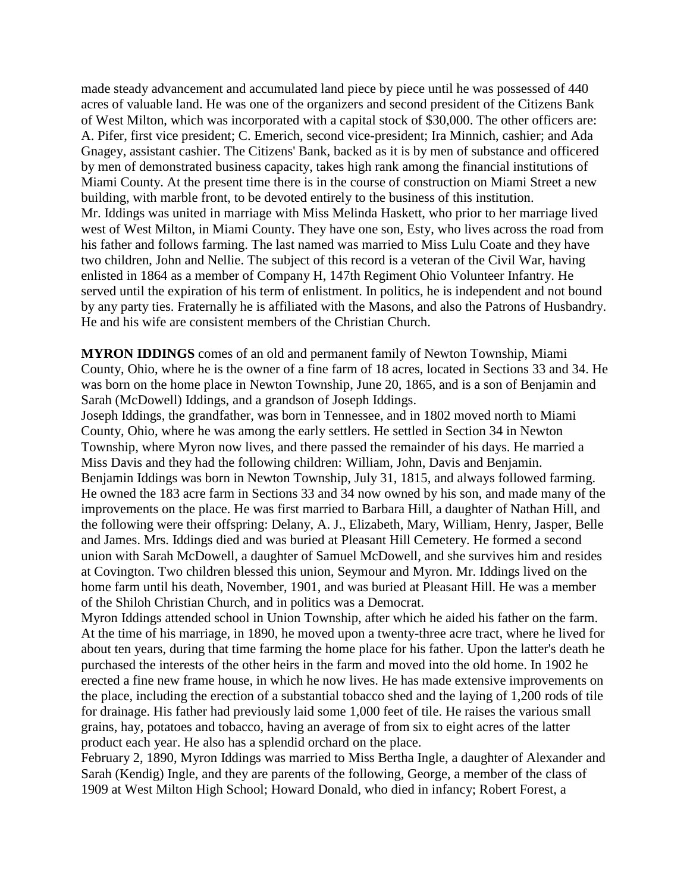made steady advancement and accumulated land piece by piece until he was possessed of 440 acres of valuable land. He was one of the organizers and second president of the Citizens Bank of West Milton, which was incorporated with a capital stock of $30,000. The other officers are: A. Pifer, first vice president; C. Emerich, second vice-president; Ira Minnich, cashier; and Ada Gnagey, assistant cashier. The Citizens' Bank, backed as it is by men of substance and officered by men of demonstrated business capacity, takes high rank among the financial institutions of Miami County. At the present time there is in the course of construction on Miami Street a new building, with marble front, to be devoted entirely to the business of this institution.

Mr. Iddings was united in marriage with Miss Melinda Haskett, who prior to her marriage lived west of West Milton, in Miami County. They have one son, Esty, who lives across the road from his father and follows farming. The last named was married to Miss Lulu Coate and they have two children, John and Nellie. The subject of this record is a veteran of the Civil War, having enlisted in 1864 as a member of Company H, 147th Regiment Ohio Volunteer Infantry. He served until the expiration of his term of enlistment. In politics, he is independent and not bound by any party ties. Fraternally he is affiliated with the Masons, and also the Patrons of Husbandry. He and his wife are consistent members of the Christian Church.

**MYRON IDDINGS** comes of an old and permanent family of Newton Township, Miami County, Ohio, where he is the owner of a fine farm of 18 acres, located in Sections 33 and 34. He was born on the home place in Newton Township, June 20, 1865, and is a son of Benjamin and Sarah (McDowell) Iddings, and a grandson of Joseph Iddings.

Joseph Iddings, the grandfather, was born in Tennessee, and in 1802 moved north to Miami County, Ohio, where he was among the early settlers. He settled in Section 34 in Newton Township, where Myron now lives, and there passed the remainder of his days. He married a Miss Davis and they had the following children: William, John, Davis and Benjamin.

Benjamin Iddings was born in Newton Township, July 31, 1815, and always followed farming. He owned the 183 acre farm in Sections 33 and 34 now owned by his son, and made many of the improvements on the place. He was first married to Barbara Hill, a daughter of Nathan Hill, and the following were their offspring: Delany, A. J., Elizabeth, Mary, William, Henry, Jasper, Belle and James. Mrs. Iddings died and was buried at Pleasant Hill Cemetery. He formed a second union with Sarah McDowell, a daughter of Samuel McDowell, and she survives him and resides at Covington. Two children blessed this union, Seymour and Myron. Mr. Iddings lived on the home farm until his death, November, 1901, and was buried at Pleasant Hill. He was a member of the Shiloh Christian Church, and in politics was a Democrat.

Myron Iddings attended school in Union Township, after which he aided his father on the farm. At the time of his marriage, in 1890, he moved upon a twenty-three acre tract, where he lived for about ten years, during that time farming the home place for his father. Upon the latter's death he purchased the interests of the other heirs in the farm and moved into the old home. In 1902 he erected a fine new frame house, in which he now lives. He has made extensive improvements on the place, including the erection of a substantial tobacco shed and the laying of 1,200 rods of tile for drainage. His father had previously laid some 1,000 feet of tile. He raises the various small grains, hay, potatoes and tobacco, having an average of from six to eight acres of the latter product each year. He also has a splendid orchard on the place.

February 2, 1890, Myron Iddings was married to Miss Bertha Ingle, a daughter of Alexander and Sarah (Kendig) Ingle, and they are parents of the following, George, a member of the class of 1909 at West Milton High School; Howard Donald, who died in infancy; Robert Forest, a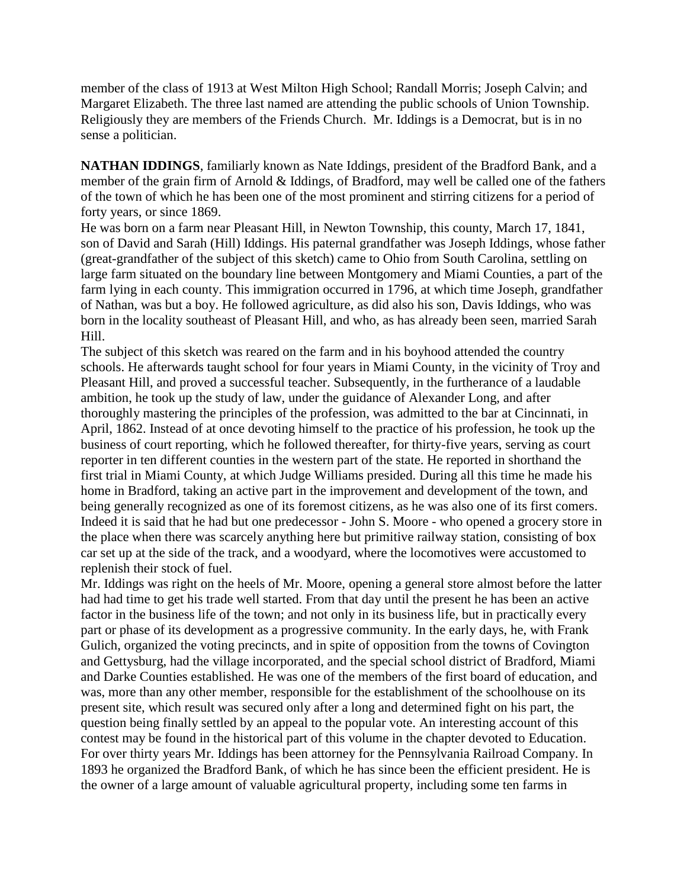member of the class of 1913 at West Milton High School; Randall Morris; Joseph Calvin; and Margaret Elizabeth. The three last named are attending the public schools of Union Township. Religiously they are members of the Friends Church. Mr. Iddings is a Democrat, but is in no sense a politician.

**NATHAN IDDINGS**, familiarly known as Nate Iddings, president of the Bradford Bank, and a member of the grain firm of Arnold & Iddings, of Bradford, may well be called one of the fathers of the town of which he has been one of the most prominent and stirring citizens for a period of forty years, or since 1869.

He was born on a farm near Pleasant Hill, in Newton Township, this county, March 17, 1841, son of David and Sarah (Hill) Iddings. His paternal grandfather was Joseph Iddings, whose father (great-grandfather of the subject of this sketch) came to Ohio from South Carolina, settling on large farm situated on the boundary line between Montgomery and Miami Counties, a part of the farm lying in each county. This immigration occurred in 1796, at which time Joseph, grandfather of Nathan, was but a boy. He followed agriculture, as did also his son, Davis Iddings, who was born in the locality southeast of Pleasant Hill, and who, as has already been seen, married Sarah Hill.

The subject of this sketch was reared on the farm and in his boyhood attended the country schools. He afterwards taught school for four years in Miami County, in the vicinity of Troy and Pleasant Hill, and proved a successful teacher. Subsequently, in the furtherance of a laudable ambition, he took up the study of law, under the guidance of Alexander Long, and after thoroughly mastering the principles of the profession, was admitted to the bar at Cincinnati, in April, 1862. Instead of at once devoting himself to the practice of his profession, he took up the business of court reporting, which he followed thereafter, for thirty-five years, serving as court reporter in ten different counties in the western part of the state. He reported in shorthand the first trial in Miami County, at which Judge Williams presided. During all this time he made his home in Bradford, taking an active part in the improvement and development of the town, and being generally recognized as one of its foremost citizens, as he was also one of its first comers. Indeed it is said that he had but one predecessor - John S. Moore - who opened a grocery store in the place when there was scarcely anything here but primitive railway station, consisting of box car set up at the side of the track, and a woodyard, where the locomotives were accustomed to replenish their stock of fuel.

Mr. Iddings was right on the heels of Mr. Moore, opening a general store almost before the latter had had time to get his trade well started. From that day until the present he has been an active factor in the business life of the town; and not only in its business life, but in practically every part or phase of its development as a progressive community. In the early days, he, with Frank Gulich, organized the voting precincts, and in spite of opposition from the towns of Covington and Gettysburg, had the village incorporated, and the special school district of Bradford, Miami and Darke Counties established. He was one of the members of the first board of education, and was, more than any other member, responsible for the establishment of the schoolhouse on its present site, which result was secured only after a long and determined fight on his part, the question being finally settled by an appeal to the popular vote. An interesting account of this contest may be found in the historical part of this volume in the chapter devoted to Education. For over thirty years Mr. Iddings has been attorney for the Pennsylvania Railroad Company. In 1893 he organized the Bradford Bank, of which he has since been the efficient president. He is the owner of a large amount of valuable agricultural property, including some ten farms in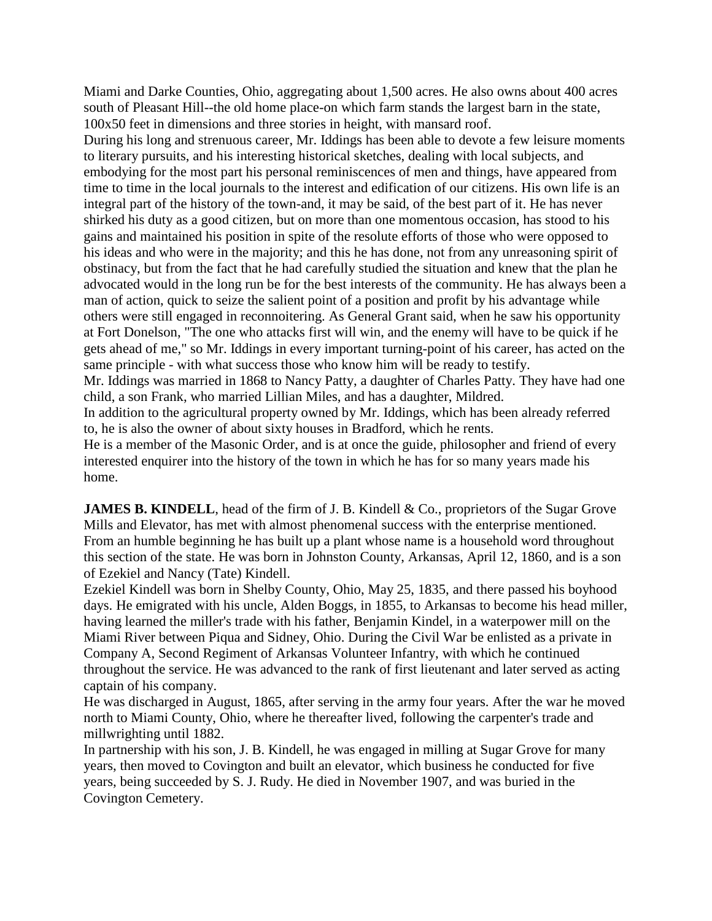Miami and Darke Counties, Ohio, aggregating about 1,500 acres. He also owns about 400 acres south of Pleasant Hill--the old home place-on which farm stands the largest barn in the state, 100x50 feet in dimensions and three stories in height, with mansard roof.

During his long and strenuous career, Mr. Iddings has been able to devote a few leisure moments to literary pursuits, and his interesting historical sketches, dealing with local subjects, and embodying for the most part his personal reminiscences of men and things, have appeared from time to time in the local journals to the interest and edification of our citizens. His own life is an integral part of the history of the town-and, it may be said, of the best part of it. He has never shirked his duty as a good citizen, but on more than one momentous occasion, has stood to his gains and maintained his position in spite of the resolute efforts of those who were opposed to his ideas and who were in the majority; and this he has done, not from any unreasoning spirit of obstinacy, but from the fact that he had carefully studied the situation and knew that the plan he advocated would in the long run be for the best interests of the community. He has always been a man of action, quick to seize the salient point of a position and profit by his advantage while others were still engaged in reconnoitering. As General Grant said, when he saw his opportunity at Fort Donelson, "The one who attacks first will win, and the enemy will have to be quick if he gets ahead of me," so Mr. Iddings in every important turning-point of his career, has acted on the same principle - with what success those who know him will be ready to testify.

Mr. Iddings was married in 1868 to Nancy Patty, a daughter of Charles Patty. They have had one child, a son Frank, who married Lillian Miles, and has a daughter, Mildred.

In addition to the agricultural property owned by Mr. Iddings, which has been already referred to, he is also the owner of about sixty houses in Bradford, which he rents.

He is a member of the Masonic Order, and is at once the guide, philosopher and friend of every interested enquirer into the history of the town in which he has for so many years made his home.

**JAMES B. KINDELL**, head of the firm of J. B. Kindell & Co., proprietors of the Sugar Grove Mills and Elevator, has met with almost phenomenal success with the enterprise mentioned. From an humble beginning he has built up a plant whose name is a household word throughout this section of the state. He was born in Johnston County, Arkansas, April 12, 1860, and is a son of Ezekiel and Nancy (Tate) Kindell.

Ezekiel Kindell was born in Shelby County, Ohio, May 25, 1835, and there passed his boyhood days. He emigrated with his uncle, Alden Boggs, in 1855, to Arkansas to become his head miller, having learned the miller's trade with his father, Benjamin Kindel, in a waterpower mill on the Miami River between Piqua and Sidney, Ohio. During the Civil War be enlisted as a private in Company A, Second Regiment of Arkansas Volunteer Infantry, with which he continued throughout the service. He was advanced to the rank of first lieutenant and later served as acting captain of his company.

He was discharged in August, 1865, after serving in the army four years. After the war he moved north to Miami County, Ohio, where he thereafter lived, following the carpenter's trade and millwrighting until 1882.

In partnership with his son, J. B. Kindell, he was engaged in milling at Sugar Grove for many years, then moved to Covington and built an elevator, which business he conducted for five years, being succeeded by S. J. Rudy. He died in November 1907, and was buried in the Covington Cemetery.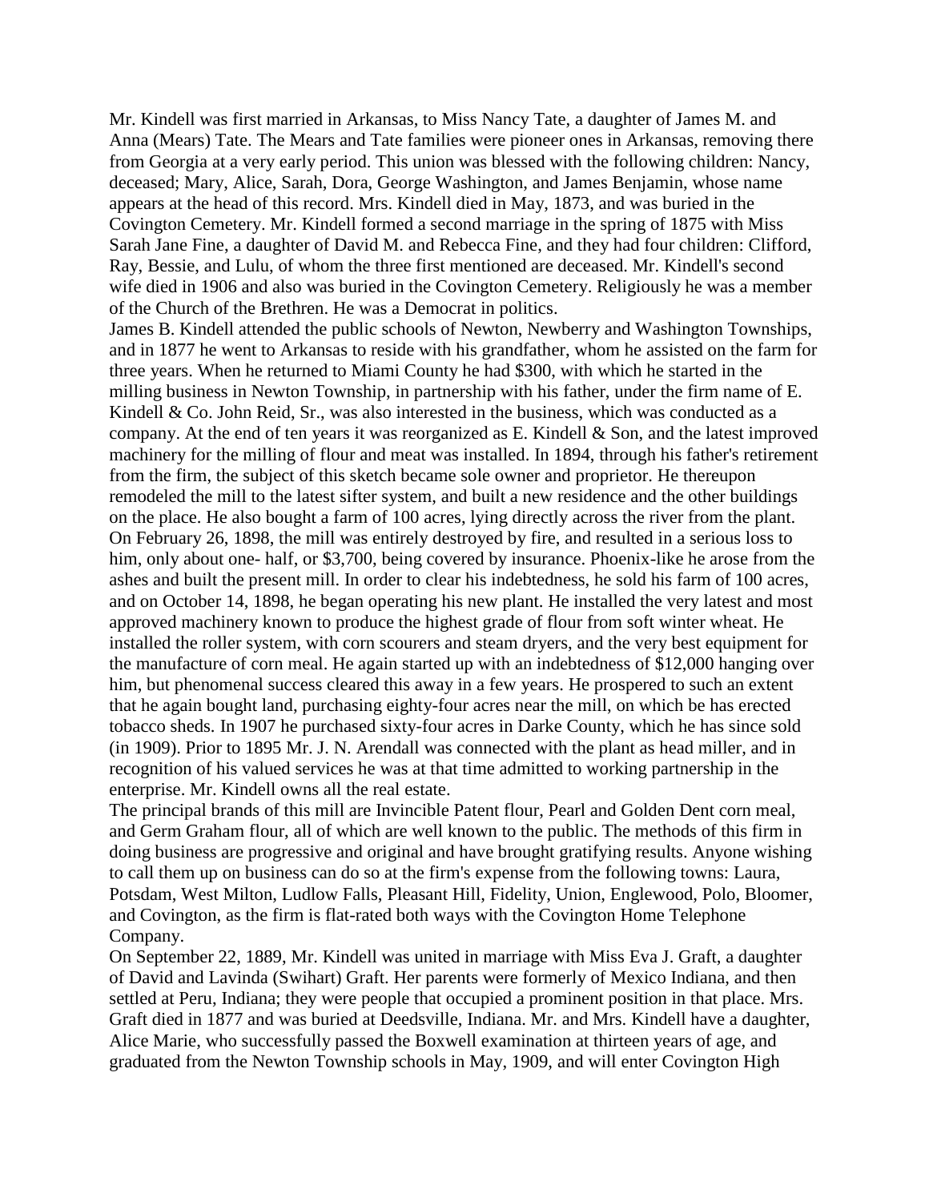Mr. Kindell was first married in Arkansas, to Miss Nancy Tate, a daughter of James M. and Anna (Mears) Tate. The Mears and Tate families were pioneer ones in Arkansas, removing there from Georgia at a very early period. This union was blessed with the following children: Nancy, deceased; Mary, Alice, Sarah, Dora, George Washington, and James Benjamin, whose name appears at the head of this record. Mrs. Kindell died in May, 1873, and was buried in the Covington Cemetery. Mr. Kindell formed a second marriage in the spring of 1875 with Miss Sarah Jane Fine, a daughter of David M. and Rebecca Fine, and they had four children: Clifford, Ray, Bessie, and Lulu, of whom the three first mentioned are deceased. Mr. Kindell's second wife died in 1906 and also was buried in the Covington Cemetery. Religiously he was a member of the Church of the Brethren. He was a Democrat in politics.

James B. Kindell attended the public schools of Newton, Newberry and Washington Townships, and in 1877 he went to Arkansas to reside with his grandfather, whom he assisted on the farm for three years. When he returned to Miami County he had $300, with which he started in the milling business in Newton Township, in partnership with his father, under the firm name of E. Kindell & Co. John Reid, Sr., was also interested in the business, which was conducted as a company. At the end of ten years it was reorganized as E. Kindell & Son, and the latest improved machinery for the milling of flour and meat was installed. In 1894, through his father's retirement from the firm, the subject of this sketch became sole owner and proprietor. He thereupon remodeled the mill to the latest sifter system, and built a new residence and the other buildings on the place. He also bought a farm of 100 acres, lying directly across the river from the plant. On February 26, 1898, the mill was entirely destroyed by fire, and resulted in a serious loss to him, only about one- half, or $3,700, being covered by insurance. Phoenix-like he arose from the ashes and built the present mill. In order to clear his indebtedness, he sold his farm of 100 acres, and on October 14, 1898, he began operating his new plant. He installed the very latest and most approved machinery known to produce the highest grade of flour from soft winter wheat. He installed the roller system, with corn scourers and steam dryers, and the very best equipment for the manufacture of corn meal. He again started up with an indebtedness of $12,000 hanging over him, but phenomenal success cleared this away in a few years. He prospered to such an extent that he again bought land, purchasing eighty-four acres near the mill, on which be has erected tobacco sheds. In 1907 he purchased sixty-four acres in Darke County, which he has since sold (in 1909). Prior to 1895 Mr. J. N. Arendall was connected with the plant as head miller, and in recognition of his valued services he was at that time admitted to working partnership in the enterprise. Mr. Kindell owns all the real estate.

The principal brands of this mill are Invincible Patent flour, Pearl and Golden Dent corn meal, and Germ Graham flour, all of which are well known to the public. The methods of this firm in doing business are progressive and original and have brought gratifying results. Anyone wishing to call them up on business can do so at the firm's expense from the following towns: Laura, Potsdam, West Milton, Ludlow Falls, Pleasant Hill, Fidelity, Union, Englewood, Polo, Bloomer, and Covington, as the firm is flat-rated both ways with the Covington Home Telephone Company.

On September 22, 1889, Mr. Kindell was united in marriage with Miss Eva J. Graft, a daughter of David and Lavinda (Swihart) Graft. Her parents were formerly of Mexico Indiana, and then settled at Peru, Indiana; they were people that occupied a prominent position in that place. Mrs. Graft died in 1877 and was buried at Deedsville, Indiana. Mr. and Mrs. Kindell have a daughter, Alice Marie, who successfully passed the Boxwell examination at thirteen years of age, and graduated from the Newton Township schools in May, 1909, and will enter Covington High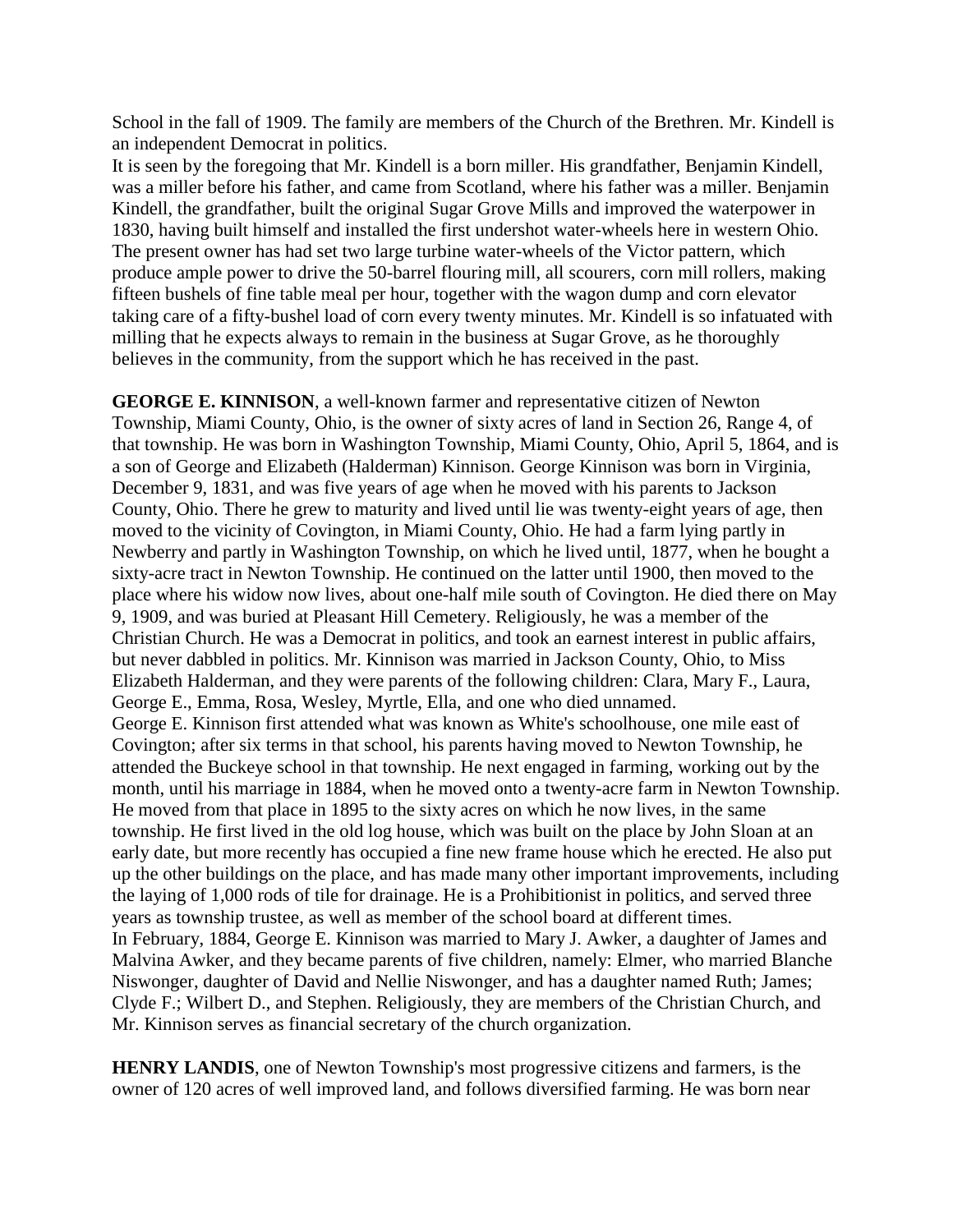School in the fall of 1909. The family are members of the Church of the Brethren. Mr. Kindell is an independent Democrat in politics.

It is seen by the foregoing that Mr. Kindell is a born miller. His grandfather, Benjamin Kindell, was a miller before his father, and came from Scotland, where his father was a miller. Benjamin Kindell, the grandfather, built the original Sugar Grove Mills and improved the waterpower in 1830, having built himself and installed the first undershot water-wheels here in western Ohio. The present owner has had set two large turbine water-wheels of the Victor pattern, which produce ample power to drive the 50-barrel flouring mill, all scourers, corn mill rollers, making fifteen bushels of fine table meal per hour, together with the wagon dump and corn elevator taking care of a fifty-bushel load of corn every twenty minutes. Mr. Kindell is so infatuated with milling that he expects always to remain in the business at Sugar Grove, as he thoroughly believes in the community, from the support which he has received in the past.

**GEORGE E. KINNISON**, a well-known farmer and representative citizen of Newton Township, Miami County, Ohio, is the owner of sixty acres of land in Section 26, Range 4, of that township. He was born in Washington Township, Miami County, Ohio, April 5, 1864, and is a son of George and Elizabeth (Halderman) Kinnison. George Kinnison was born in Virginia, December 9, 1831, and was five years of age when he moved with his parents to Jackson County, Ohio. There he grew to maturity and lived until lie was twenty-eight years of age, then moved to the vicinity of Covington, in Miami County, Ohio. He had a farm lying partly in Newberry and partly in Washington Township, on which he lived until, 1877, when he bought a sixty-acre tract in Newton Township. He continued on the latter until 1900, then moved to the place where his widow now lives, about one-half mile south of Covington. He died there on May 9, 1909, and was buried at Pleasant Hill Cemetery. Religiously, he was a member of the Christian Church. He was a Democrat in politics, and took an earnest interest in public affairs, but never dabbled in politics. Mr. Kinnison was married in Jackson County, Ohio, to Miss Elizabeth Halderman, and they were parents of the following children: Clara, Mary F., Laura, George E., Emma, Rosa, Wesley, Myrtle, Ella, and one who died unnamed.

George E. Kinnison first attended what was known as White's schoolhouse, one mile east of Covington; after six terms in that school, his parents having moved to Newton Township, he attended the Buckeye school in that township. He next engaged in farming, working out by the month, until his marriage in 1884, when he moved onto a twenty-acre farm in Newton Township. He moved from that place in 1895 to the sixty acres on which he now lives, in the same township. He first lived in the old log house, which was built on the place by John Sloan at an early date, but more recently has occupied a fine new frame house which he erected. He also put up the other buildings on the place, and has made many other important improvements, including the laying of 1,000 rods of tile for drainage. He is a Prohibitionist in politics, and served three years as township trustee, as well as member of the school board at different times.

In February, 1884, George E. Kinnison was married to Mary J. Awker, a daughter of James and Malvina Awker, and they became parents of five children, namely: Elmer, who married Blanche Niswonger, daughter of David and Nellie Niswonger, and has a daughter named Ruth; James; Clyde F.; Wilbert D., and Stephen. Religiously, they are members of the Christian Church, and Mr. Kinnison serves as financial secretary of the church organization.

**HENRY LANDIS**, one of Newton Township's most progressive citizens and farmers, is the owner of 120 acres of well improved land, and follows diversified farming. He was born near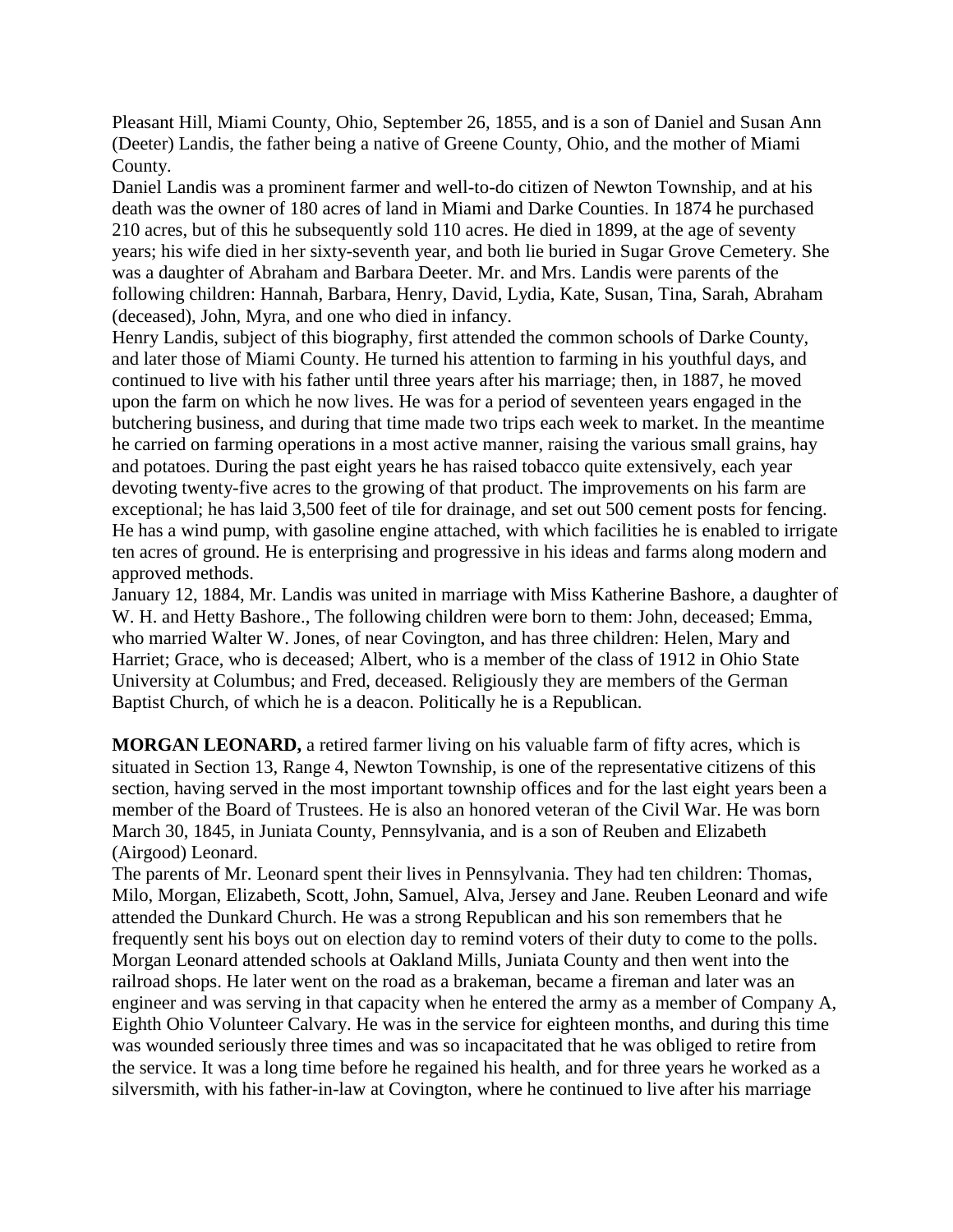Pleasant Hill, Miami County, Ohio, September 26, 1855, and is a son of Daniel and Susan Ann (Deeter) Landis, the father being a native of Greene County, Ohio, and the mother of Miami County.

Daniel Landis was a prominent farmer and well-to-do citizen of Newton Township, and at his death was the owner of 180 acres of land in Miami and Darke Counties. In 1874 he purchased 210 acres, but of this he subsequently sold 110 acres. He died in 1899, at the age of seventy years; his wife died in her sixty-seventh year, and both lie buried in Sugar Grove Cemetery. She was a daughter of Abraham and Barbara Deeter. Mr. and Mrs. Landis were parents of the following children: Hannah, Barbara, Henry, David, Lydia, Kate, Susan, Tina, Sarah, Abraham (deceased), John, Myra, and one who died in infancy.

Henry Landis, subject of this biography, first attended the common schools of Darke County, and later those of Miami County. He turned his attention to farming in his youthful days, and continued to live with his father until three years after his marriage; then, in 1887, he moved upon the farm on which he now lives. He was for a period of seventeen years engaged in the butchering business, and during that time made two trips each week to market. In the meantime he carried on farming operations in a most active manner, raising the various small grains, hay and potatoes. During the past eight years he has raised tobacco quite extensively, each year devoting twenty-five acres to the growing of that product. The improvements on his farm are exceptional; he has laid 3,500 feet of tile for drainage, and set out 500 cement posts for fencing. He has a wind pump, with gasoline engine attached, with which facilities he is enabled to irrigate ten acres of ground. He is enterprising and progressive in his ideas and farms along modern and approved methods.

January 12, 1884, Mr. Landis was united in marriage with Miss Katherine Bashore, a daughter of W. H. and Hetty Bashore., The following children were born to them: John, deceased; Emma, who married Walter W. Jones, of near Covington, and has three children: Helen, Mary and Harriet; Grace, who is deceased; Albert, who is a member of the class of 1912 in Ohio State University at Columbus; and Fred, deceased. Religiously they are members of the German Baptist Church, of which he is a deacon. Politically he is a Republican.

**MORGAN LEONARD,** a retired farmer living on his valuable farm of fifty acres, which is situated in Section 13, Range 4, Newton Township, is one of the representative citizens of this section, having served in the most important township offices and for the last eight years been a member of the Board of Trustees. He is also an honored veteran of the Civil War. He was born March 30, 1845, in Juniata County, Pennsylvania, and is a son of Reuben and Elizabeth (Airgood) Leonard.

The parents of Mr. Leonard spent their lives in Pennsylvania. They had ten children: Thomas, Milo, Morgan, Elizabeth, Scott, John, Samuel, Alva, Jersey and Jane. Reuben Leonard and wife attended the Dunkard Church. He was a strong Republican and his son remembers that he frequently sent his boys out on election day to remind voters of their duty to come to the polls.

Morgan Leonard attended schools at Oakland Mills, Juniata County and then went into the railroad shops. He later went on the road as a brakeman, became a fireman and later was an engineer and was serving in that capacity when he entered the army as a member of Company A, Eighth Ohio Volunteer Calvary. He was in the service for eighteen months, and during this time was wounded seriously three times and was so incapacitated that he was obliged to retire from the service. It was a long time before he regained his health, and for three years he worked as a silversmith, with his father-in-law at Covington, where he continued to live after his marriage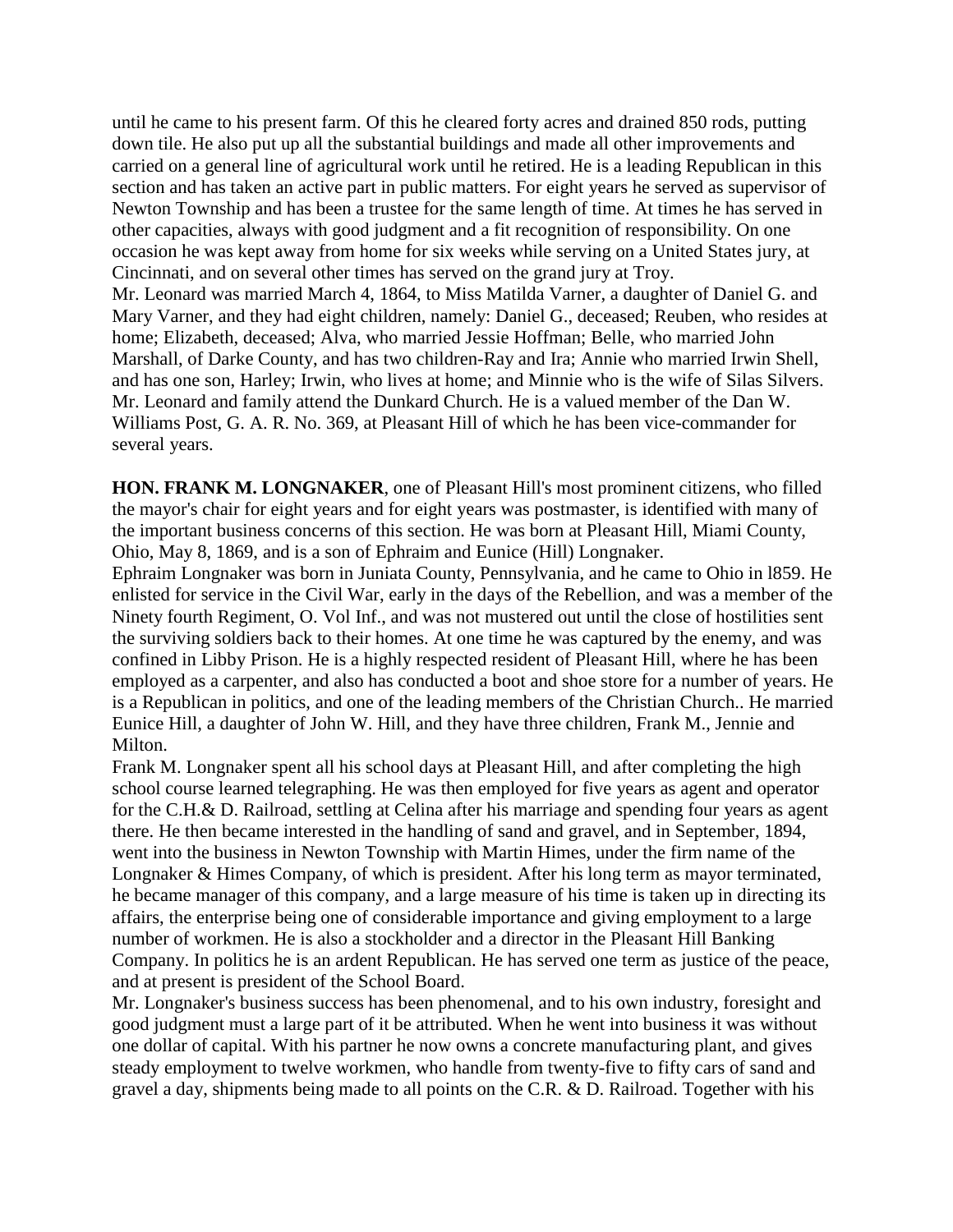until he came to his present farm. Of this he cleared forty acres and drained 850 rods, putting down tile. He also put up all the substantial buildings and made all other improvements and carried on a general line of agricultural work until he retired. He is a leading Republican in this section and has taken an active part in public matters. For eight years he served as supervisor of Newton Township and has been a trustee for the same length of time. At times he has served in other capacities, always with good judgment and a fit recognition of responsibility. On one occasion he was kept away from home for six weeks while serving on a United States jury, at Cincinnati, and on several other times has served on the grand jury at Troy.

Mr. Leonard was married March 4, 1864, to Miss Matilda Varner, a daughter of Daniel G. and Mary Varner, and they had eight children, namely: Daniel G., deceased; Reuben, who resides at home; Elizabeth, deceased; Alva, who married Jessie Hoffman; Belle, who married John Marshall, of Darke County, and has two children-Ray and Ira; Annie who married Irwin Shell, and has one son, Harley; Irwin, who lives at home; and Minnie who is the wife of Silas Silvers. Mr. Leonard and family attend the Dunkard Church. He is a valued member of the Dan W. Williams Post, G. A. R. No. 369, at Pleasant Hill of which he has been vice-commander for several years.

**HON. FRANK M. LONGNAKER**, one of Pleasant Hill's most prominent citizens, who filled the mayor's chair for eight years and for eight years was postmaster, is identified with many of the important business concerns of this section. He was born at Pleasant Hill, Miami County, Ohio, May 8, 1869, and is a son of Ephraim and Eunice (Hill) Longnaker.

Ephraim Longnaker was born in Juniata County, Pennsylvania, and he came to Ohio in l859. He enlisted for service in the Civil War, early in the days of the Rebellion, and was a member of the Ninety fourth Regiment, O. Vol Inf., and was not mustered out until the close of hostilities sent the surviving soldiers back to their homes. At one time he was captured by the enemy, and was confined in Libby Prison. He is a highly respected resident of Pleasant Hill, where he has been employed as a carpenter, and also has conducted a boot and shoe store for a number of years. He is a Republican in politics, and one of the leading members of the Christian Church.. He married Eunice Hill, a daughter of John W. Hill, and they have three children, Frank M., Jennie and Milton.

Frank M. Longnaker spent all his school days at Pleasant Hill, and after completing the high school course learned telegraphing. He was then employed for five years as agent and operator for the C.H.& D. Railroad, settling at Celina after his marriage and spending four years as agent there. He then became interested in the handling of sand and gravel, and in September, 1894, went into the business in Newton Township with Martin Himes, under the firm name of the Longnaker & Himes Company, of which is president. After his long term as mayor terminated, he became manager of this company, and a large measure of his time is taken up in directing its affairs, the enterprise being one of considerable importance and giving employment to a large number of workmen. He is also a stockholder and a director in the Pleasant Hill Banking Company. In politics he is an ardent Republican. He has served one term as justice of the peace, and at present is president of the School Board.

Mr. Longnaker's business success has been phenomenal, and to his own industry, foresight and good judgment must a large part of it be attributed. When he went into business it was without one dollar of capital. With his partner he now owns a concrete manufacturing plant, and gives steady employment to twelve workmen, who handle from twenty-five to fifty cars of sand and gravel a day, shipments being made to all points on the C.R. & D. Railroad. Together with his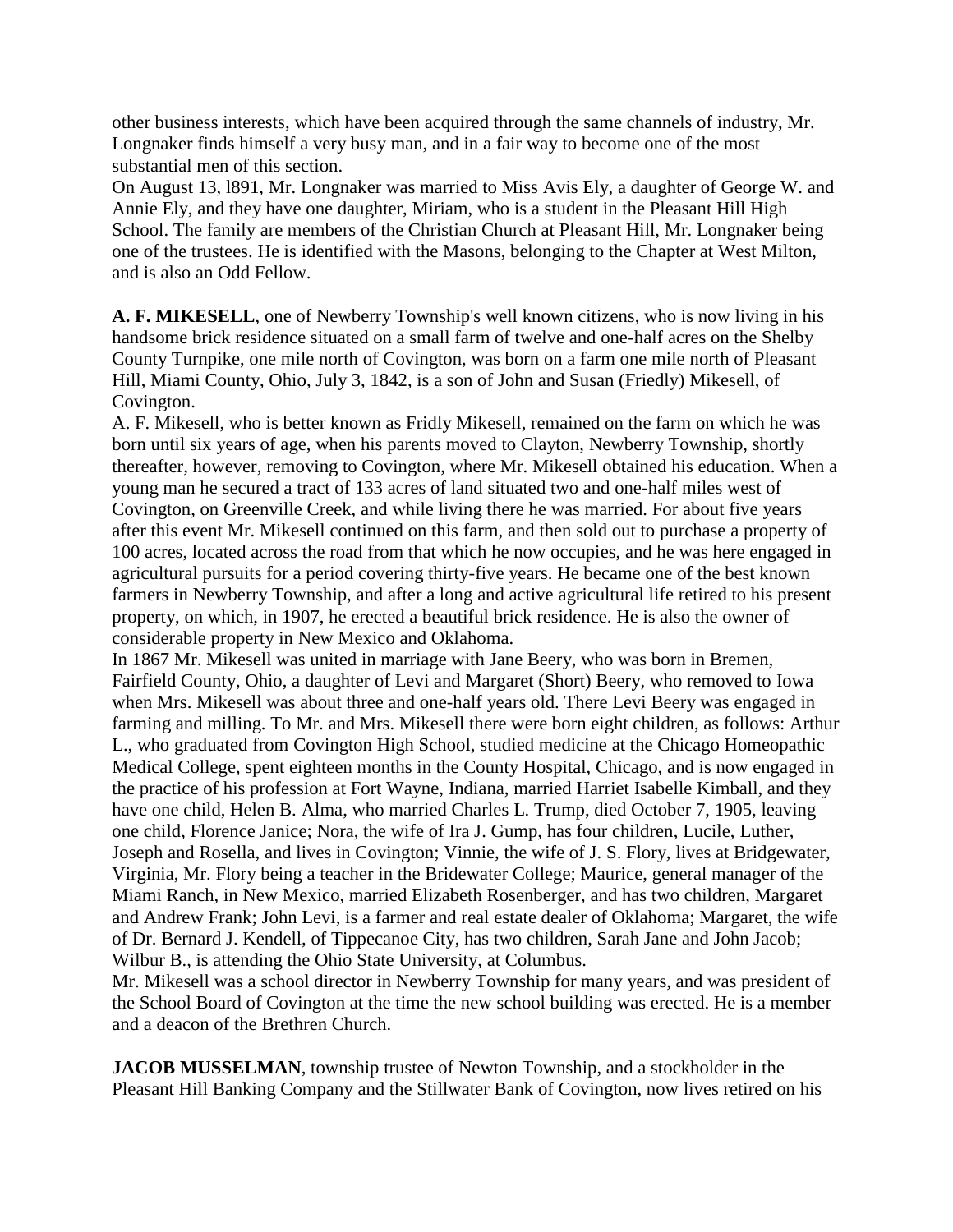other business interests, which have been acquired through the same channels of industry, Mr. Longnaker finds himself a very busy man, and in a fair way to become one of the most substantial men of this section.

On August 13, l891, Mr. Longnaker was married to Miss Avis Ely, a daughter of George W. and Annie Ely, and they have one daughter, Miriam, who is a student in the Pleasant Hill High School. The family are members of the Christian Church at Pleasant Hill, Mr. Longnaker being one of the trustees. He is identified with the Masons, belonging to the Chapter at West Milton, and is also an Odd Fellow.

**A. F. MIKESELL**, one of Newberry Township's well known citizens, who is now living in his handsome brick residence situated on a small farm of twelve and one-half acres on the Shelby County Turnpike, one mile north of Covington, was born on a farm one mile north of Pleasant Hill, Miami County, Ohio, July 3, 1842, is a son of John and Susan (Friedly) Mikesell, of Covington.

A. F. Mikesell, who is better known as Fridly Mikesell, remained on the farm on which he was born until six years of age, when his parents moved to Clayton, Newberry Township, shortly thereafter, however, removing to Covington, where Mr. Mikesell obtained his education. When a young man he secured a tract of 133 acres of land situated two and one-half miles west of Covington, on Greenville Creek, and while living there he was married. For about five years after this event Mr. Mikesell continued on this farm, and then sold out to purchase a property of 100 acres, located across the road from that which he now occupies, and he was here engaged in agricultural pursuits for a period covering thirty-five years. He became one of the best known farmers in Newberry Township, and after a long and active agricultural life retired to his present property, on which, in 1907, he erected a beautiful brick residence. He is also the owner of considerable property in New Mexico and Oklahoma.

In 1867 Mr. Mikesell was united in marriage with Jane Beery, who was born in Bremen, Fairfield County, Ohio, a daughter of Levi and Margaret (Short) Beery, who removed to Iowa when Mrs. Mikesell was about three and one-half years old. There Levi Beery was engaged in farming and milling. To Mr. and Mrs. Mikesell there were born eight children, as follows: Arthur L., who graduated from Covington High School, studied medicine at the Chicago Homeopathic Medical College, spent eighteen months in the County Hospital, Chicago, and is now engaged in the practice of his profession at Fort Wayne, Indiana, married Harriet Isabelle Kimball, and they have one child, Helen B. Alma, who married Charles L. Trump, died October 7, 1905, leaving one child, Florence Janice; Nora, the wife of Ira J. Gump, has four children, Lucile, Luther, Joseph and Rosella, and lives in Covington; Vinnie, the wife of J. S. Flory, lives at Bridgewater, Virginia, Mr. Flory being a teacher in the Bridewater College; Maurice, general manager of the Miami Ranch, in New Mexico, married Elizabeth Rosenberger, and has two children, Margaret and Andrew Frank; John Levi, is a farmer and real estate dealer of Oklahoma; Margaret, the wife of Dr. Bernard J. Kendell, of Tippecanoe City, has two children, Sarah Jane and John Jacob; Wilbur B., is attending the Ohio State University, at Columbus.

Mr. Mikesell was a school director in Newberry Township for many years, and was president of the School Board of Covington at the time the new school building was erected. He is a member and a deacon of the Brethren Church.

**JACOB MUSSELMAN**, township trustee of Newton Township, and a stockholder in the Pleasant Hill Banking Company and the Stillwater Bank of Covington, now lives retired on his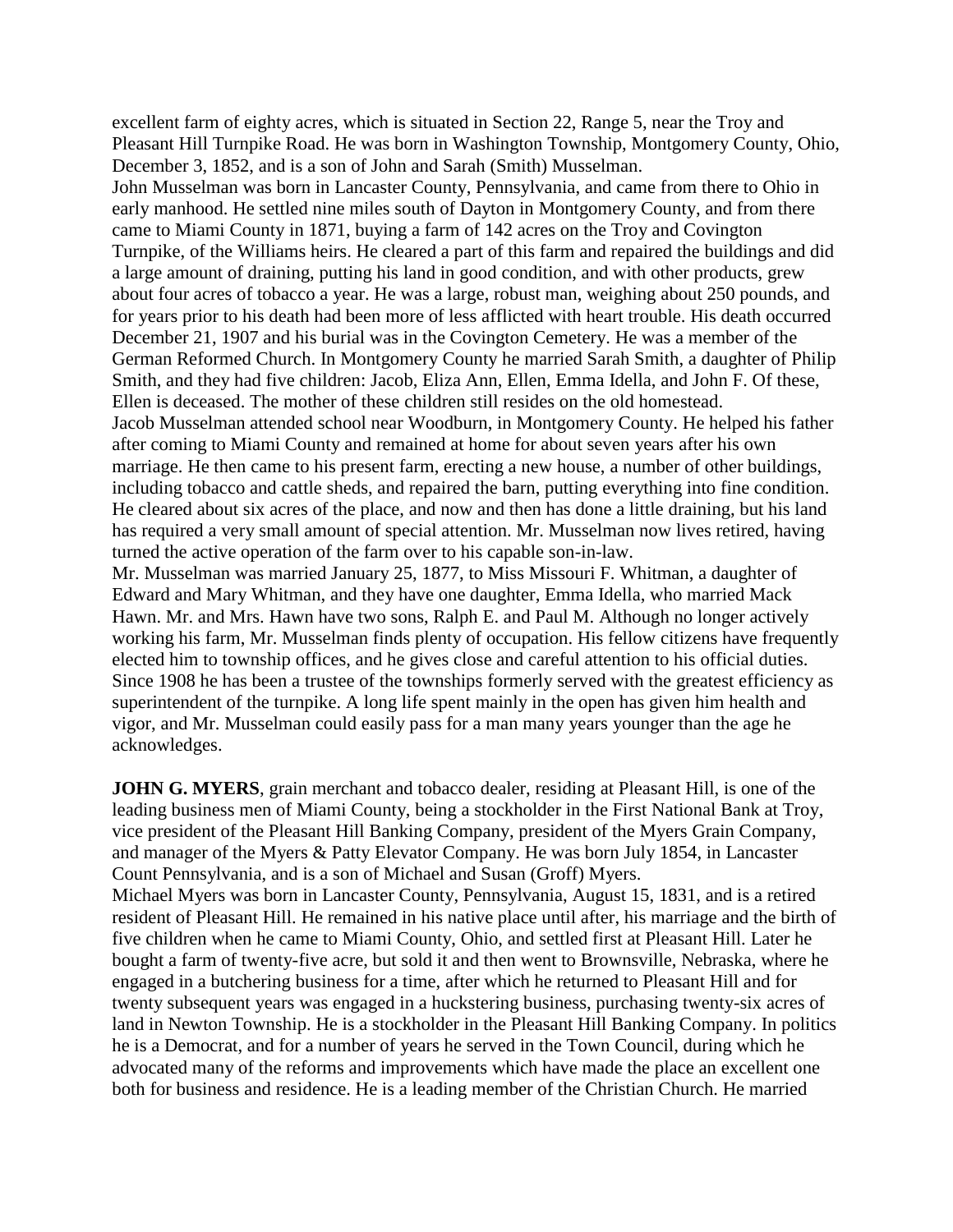excellent farm of eighty acres, which is situated in Section 22, Range 5, near the Troy and Pleasant Hill Turnpike Road. He was born in Washington Township, Montgomery County, Ohio, December 3, 1852, and is a son of John and Sarah (Smith) Musselman.

John Musselman was born in Lancaster County, Pennsylvania, and came from there to Ohio in early manhood. He settled nine miles south of Dayton in Montgomery County, and from there came to Miami County in 1871, buying a farm of 142 acres on the Troy and Covington Turnpike, of the Williams heirs. He cleared a part of this farm and repaired the buildings and did a large amount of draining, putting his land in good condition, and with other products, grew about four acres of tobacco a year. He was a large, robust man, weighing about 250 pounds, and for years prior to his death had been more of less afflicted with heart trouble. His death occurred December 21, 1907 and his burial was in the Covington Cemetery. He was a member of the German Reformed Church. In Montgomery County he married Sarah Smith, a daughter of Philip Smith, and they had five children: Jacob, Eliza Ann, Ellen, Emma Idella, and John F. Of these, Ellen is deceased. The mother of these children still resides on the old homestead.

Jacob Musselman attended school near Woodburn, in Montgomery County. He helped his father after coming to Miami County and remained at home for about seven years after his own marriage. He then came to his present farm, erecting a new house, a number of other buildings, including tobacco and cattle sheds, and repaired the barn, putting everything into fine condition. He cleared about six acres of the place, and now and then has done a little draining, but his land has required a very small amount of special attention. Mr. Musselman now lives retired, having turned the active operation of the farm over to his capable son-in-law.

Mr. Musselman was married January 25, 1877, to Miss Missouri F. Whitman, a daughter of Edward and Mary Whitman, and they have one daughter, Emma Idella, who married Mack Hawn. Mr. and Mrs. Hawn have two sons, Ralph E. and Paul M. Although no longer actively working his farm, Mr. Musselman finds plenty of occupation. His fellow citizens have frequently elected him to township offices, and he gives close and careful attention to his official duties. Since 1908 he has been a trustee of the townships formerly served with the greatest efficiency as superintendent of the turnpike. A long life spent mainly in the open has given him health and vigor, and Mr. Musselman could easily pass for a man many years younger than the age he acknowledges.

**JOHN G. MYERS**, grain merchant and tobacco dealer, residing at Pleasant Hill, is one of the leading business men of Miami County, being a stockholder in the First National Bank at Troy, vice president of the Pleasant Hill Banking Company, president of the Myers Grain Company, and manager of the Myers & Patty Elevator Company. He was born July 1854, in Lancaster Count Pennsylvania, and is a son of Michael and Susan (Groff) Myers.

Michael Myers was born in Lancaster County, Pennsylvania, August 15, 1831, and is a retired resident of Pleasant Hill. He remained in his native place until after, his marriage and the birth of five children when he came to Miami County, Ohio, and settled first at Pleasant Hill. Later he bought a farm of twenty-five acre, but sold it and then went to Brownsville, Nebraska, where he engaged in a butchering business for a time, after which he returned to Pleasant Hill and for twenty subsequent years was engaged in a huckstering business, purchasing twenty-six acres of land in Newton Township. He is a stockholder in the Pleasant Hill Banking Company. In politics he is a Democrat, and for a number of years he served in the Town Council, during which he advocated many of the reforms and improvements which have made the place an excellent one both for business and residence. He is a leading member of the Christian Church. He married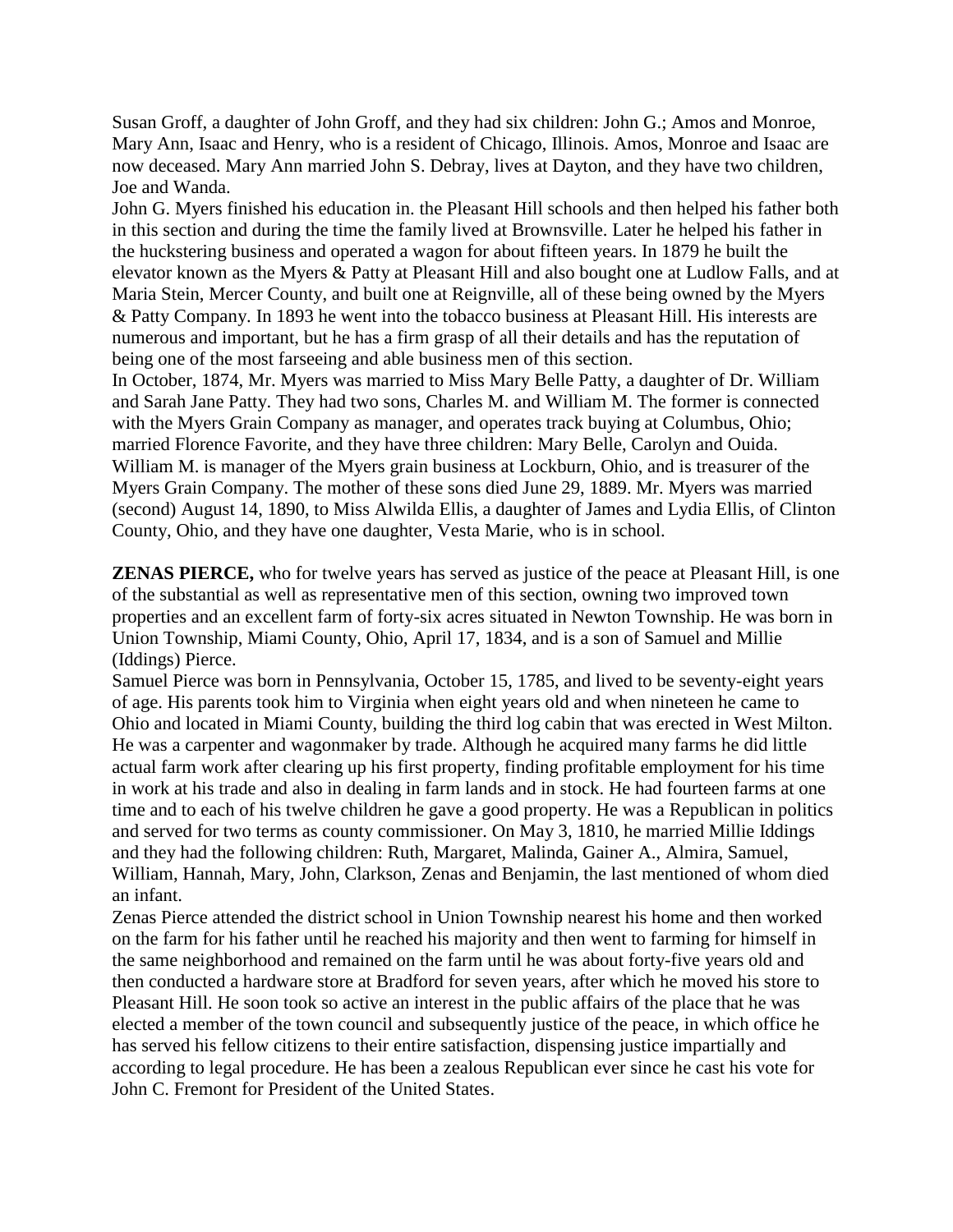Susan Groff, a daughter of John Groff, and they had six children: John G.; Amos and Monroe, Mary Ann, Isaac and Henry, who is a resident of Chicago, Illinois. Amos, Monroe and Isaac are now deceased. Mary Ann married John S. Debray, lives at Dayton, and they have two children, Joe and Wanda.

John G. Myers finished his education in. the Pleasant Hill schools and then helped his father both in this section and during the time the family lived at Brownsville. Later he helped his father in the huckstering business and operated a wagon for about fifteen years. In 1879 he built the elevator known as the Myers & Patty at Pleasant Hill and also bought one at Ludlow Falls, and at Maria Stein, Mercer County, and built one at Reignville, all of these being owned by the Myers & Patty Company. In 1893 he went into the tobacco business at Pleasant Hill. His interests are numerous and important, but he has a firm grasp of all their details and has the reputation of being one of the most farseeing and able business men of this section.

In October, 1874, Mr. Myers was married to Miss Mary Belle Patty, a daughter of Dr. William and Sarah Jane Patty. They had two sons, Charles M. and William M. The former is connected with the Myers Grain Company as manager, and operates track buying at Columbus, Ohio; married Florence Favorite, and they have three children: Mary Belle, Carolyn and Ouida. William M. is manager of the Myers grain business at Lockburn, Ohio, and is treasurer of the Myers Grain Company. The mother of these sons died June 29, 1889. Mr. Myers was married (second) August 14, 1890, to Miss Alwilda Ellis, a daughter of James and Lydia Ellis, of Clinton County, Ohio, and they have one daughter, Vesta Marie, who is in school.

**ZENAS PIERCE,** who for twelve years has served as justice of the peace at Pleasant Hill, is one of the substantial as well as representative men of this section, owning two improved town properties and an excellent farm of forty-six acres situated in Newton Township. He was born in Union Township, Miami County, Ohio, April 17, 1834, and is a son of Samuel and Millie (Iddings) Pierce.

Samuel Pierce was born in Pennsylvania, October 15, 1785, and lived to be seventy-eight years of age. His parents took him to Virginia when eight years old and when nineteen he came to Ohio and located in Miami County, building the third log cabin that was erected in West Milton. He was a carpenter and wagonmaker by trade. Although he acquired many farms he did little actual farm work after clearing up his first property, finding profitable employment for his time in work at his trade and also in dealing in farm lands and in stock. He had fourteen farms at one time and to each of his twelve children he gave a good property. He was a Republican in politics and served for two terms as county commissioner. On May 3, 1810, he married Millie Iddings and they had the following children: Ruth, Margaret, Malinda, Gainer A., Almira, Samuel, William, Hannah, Mary, John, Clarkson, Zenas and Benjamin, the last mentioned of whom died an infant.

Zenas Pierce attended the district school in Union Township nearest his home and then worked on the farm for his father until he reached his majority and then went to farming for himself in the same neighborhood and remained on the farm until he was about forty-five years old and then conducted a hardware store at Bradford for seven years, after which he moved his store to Pleasant Hill. He soon took so active an interest in the public affairs of the place that he was elected a member of the town council and subsequently justice of the peace, in which office he has served his fellow citizens to their entire satisfaction, dispensing justice impartially and according to legal procedure. He has been a zealous Republican ever since he cast his vote for John C. Fremont for President of the United States.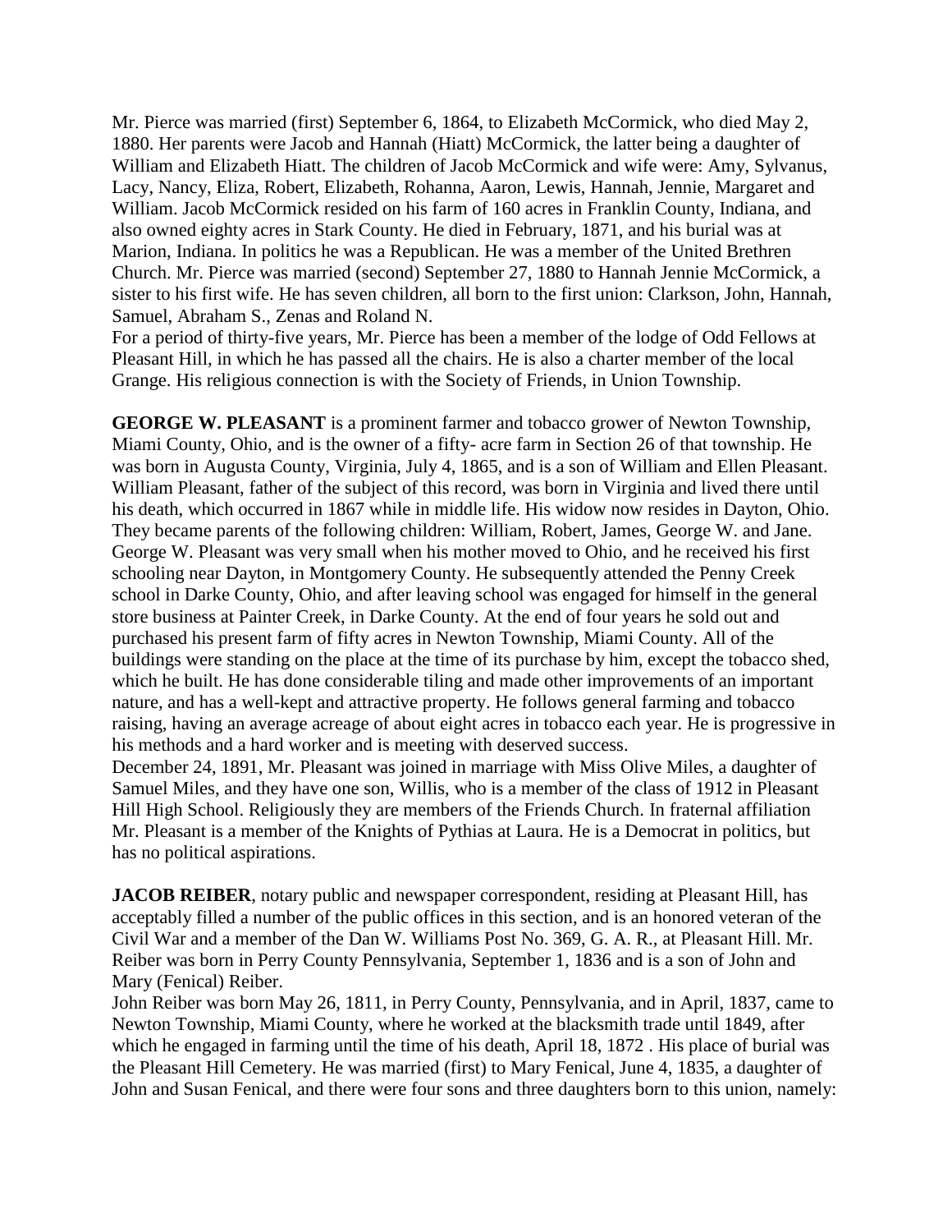Mr. Pierce was married (first) September 6, 1864, to Elizabeth McCormick, who died May 2, 1880. Her parents were Jacob and Hannah (Hiatt) McCormick, the latter being a daughter of William and Elizabeth Hiatt. The children of Jacob McCormick and wife were: Amy, Sylvanus, Lacy, Nancy, Eliza, Robert, Elizabeth, Rohanna, Aaron, Lewis, Hannah, Jennie, Margaret and William. Jacob McCormick resided on his farm of 160 acres in Franklin County, Indiana, and also owned eighty acres in Stark County. He died in February, 1871, and his burial was at Marion, Indiana. In politics he was a Republican. He was a member of the United Brethren Church. Mr. Pierce was married (second) September 27, 1880 to Hannah Jennie McCormick, a sister to his first wife. He has seven children, all born to the first union: Clarkson, John, Hannah, Samuel, Abraham S., Zenas and Roland N.

For a period of thirty-five years, Mr. Pierce has been a member of the lodge of Odd Fellows at Pleasant Hill, in which he has passed all the chairs. He is also a charter member of the local Grange. His religious connection is with the Society of Friends, in Union Township.

**GEORGE W. PLEASANT** is a prominent farmer and tobacco grower of Newton Township, Miami County, Ohio, and is the owner of a fifty- acre farm in Section 26 of that township. He was born in Augusta County, Virginia, July 4, 1865, and is a son of William and Ellen Pleasant. William Pleasant, father of the subject of this record, was born in Virginia and lived there until his death, which occurred in 1867 while in middle life. His widow now resides in Dayton, Ohio. They became parents of the following children: William, Robert, James, George W. and Jane. George W. Pleasant was very small when his mother moved to Ohio, and he received his first schooling near Dayton, in Montgomery County. He subsequently attended the Penny Creek school in Darke County, Ohio, and after leaving school was engaged for himself in the general store business at Painter Creek, in Darke County. At the end of four years he sold out and purchased his present farm of fifty acres in Newton Township, Miami County. All of the buildings were standing on the place at the time of its purchase by him, except the tobacco shed, which he built. He has done considerable tiling and made other improvements of an important nature, and has a well-kept and attractive property. He follows general farming and tobacco raising, having an average acreage of about eight acres in tobacco each year. He is progressive in his methods and a hard worker and is meeting with deserved success.

December 24, 1891, Mr. Pleasant was joined in marriage with Miss Olive Miles, a daughter of Samuel Miles, and they have one son, Willis, who is a member of the class of 1912 in Pleasant Hill High School. Religiously they are members of the Friends Church. In fraternal affiliation Mr. Pleasant is a member of the Knights of Pythias at Laura. He is a Democrat in politics, but has no political aspirations.

**JACOB REIBER**, notary public and newspaper correspondent, residing at Pleasant Hill, has acceptably filled a number of the public offices in this section, and is an honored veteran of the Civil War and a member of the Dan W. Williams Post No. 369, G. A. R., at Pleasant Hill. Mr. Reiber was born in Perry County Pennsylvania, September 1, 1836 and is a son of John and Mary (Fenical) Reiber.

John Reiber was born May 26, 1811, in Perry County, Pennsylvania, and in April, 1837, came to Newton Township, Miami County, where he worked at the blacksmith trade until 1849, after which he engaged in farming until the time of his death, April 18, 1872 . His place of burial was the Pleasant Hill Cemetery. He was married (first) to Mary Fenical, June 4, 1835, a daughter of John and Susan Fenical, and there were four sons and three daughters born to this union, namely: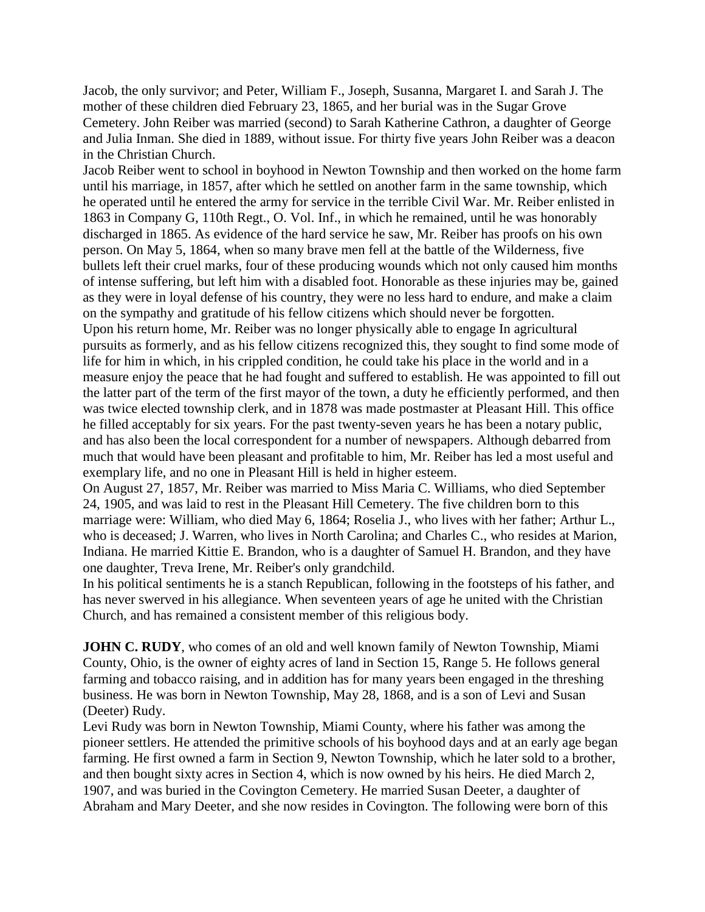Jacob, the only survivor; and Peter, William F., Joseph, Susanna, Margaret I. and Sarah J. The mother of these children died February 23, 1865, and her burial was in the Sugar Grove Cemetery. John Reiber was married (second) to Sarah Katherine Cathron, a daughter of George and Julia Inman. She died in 1889, without issue. For thirty five years John Reiber was a deacon in the Christian Church.

Jacob Reiber went to school in boyhood in Newton Township and then worked on the home farm until his marriage, in 1857, after which he settled on another farm in the same township, which he operated until he entered the army for service in the terrible Civil War. Mr. Reiber enlisted in 1863 in Company G, 110th Regt., O. Vol. Inf., in which he remained, until he was honorably discharged in 1865. As evidence of the hard service he saw, Mr. Reiber has proofs on his own person. On May 5, 1864, when so many brave men fell at the battle of the Wilderness, five bullets left their cruel marks, four of these producing wounds which not only caused him months of intense suffering, but left him with a disabled foot. Honorable as these injuries may be, gained as they were in loyal defense of his country, they were no less hard to endure, and make a claim on the sympathy and gratitude of his fellow citizens which should never be forgotten.

Upon his return home, Mr. Reiber was no longer physically able to engage In agricultural pursuits as formerly, and as his fellow citizens recognized this, they sought to find some mode of life for him in which, in his crippled condition, he could take his place in the world and in a measure enjoy the peace that he had fought and suffered to establish. He was appointed to fill out the latter part of the term of the first mayor of the town, a duty he efficiently performed, and then was twice elected township clerk, and in 1878 was made postmaster at Pleasant Hill. This office he filled acceptably for six years. For the past twenty-seven years he has been a notary public, and has also been the local correspondent for a number of newspapers. Although debarred from much that would have been pleasant and profitable to him, Mr. Reiber has led a most useful and exemplary life, and no one in Pleasant Hill is held in higher esteem.

On August 27, 1857, Mr. Reiber was married to Miss Maria C. Williams, who died September 24, 1905, and was laid to rest in the Pleasant Hill Cemetery. The five children born to this marriage were: William, who died May 6, 1864; Roselia J., who lives with her father; Arthur L., who is deceased; J. Warren, who lives in North Carolina; and Charles C., who resides at Marion, Indiana. He married Kittie E. Brandon, who is a daughter of Samuel H. Brandon, and they have one daughter, Treva Irene, Mr. Reiber's only grandchild.

In his political sentiments he is a stanch Republican, following in the footsteps of his father, and has never swerved in his allegiance. When seventeen years of age he united with the Christian Church, and has remained a consistent member of this religious body.

**JOHN C. RUDY**, who comes of an old and well known family of Newton Township, Miami County, Ohio, is the owner of eighty acres of land in Section 15, Range 5. He follows general farming and tobacco raising, and in addition has for many years been engaged in the threshing business. He was born in Newton Township, May 28, 1868, and is a son of Levi and Susan (Deeter) Rudy.

Levi Rudy was born in Newton Township, Miami County, where his father was among the pioneer settlers. He attended the primitive schools of his boyhood days and at an early age began farming. He first owned a farm in Section 9, Newton Township, which he later sold to a brother, and then bought sixty acres in Section 4, which is now owned by his heirs. He died March 2, 1907, and was buried in the Covington Cemetery. He married Susan Deeter, a daughter of Abraham and Mary Deeter, and she now resides in Covington. The following were born of this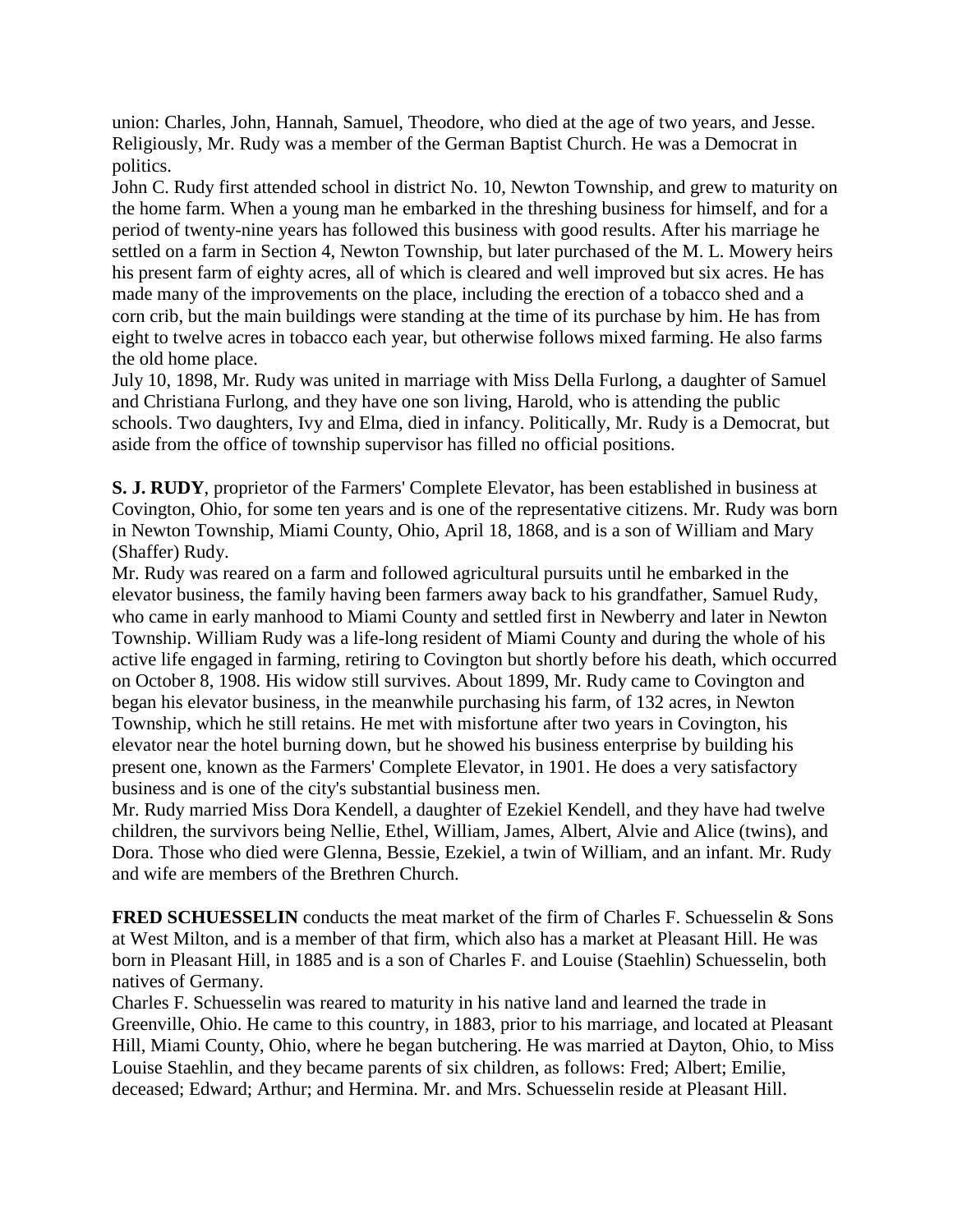union: Charles, John, Hannah, Samuel, Theodore, who died at the age of two years, and Jesse. Religiously, Mr. Rudy was a member of the German Baptist Church. He was a Democrat in politics.

John C. Rudy first attended school in district No. 10, Newton Township, and grew to maturity on the home farm. When a young man he embarked in the threshing business for himself, and for a period of twenty-nine years has followed this business with good results. After his marriage he settled on a farm in Section 4, Newton Township, but later purchased of the M. L. Mowery heirs his present farm of eighty acres, all of which is cleared and well improved but six acres. He has made many of the improvements on the place, including the erection of a tobacco shed and a corn crib, but the main buildings were standing at the time of its purchase by him. He has from eight to twelve acres in tobacco each year, but otherwise follows mixed farming. He also farms the old home place.

July 10, 1898, Mr. Rudy was united in marriage with Miss Della Furlong, a daughter of Samuel and Christiana Furlong, and they have one son living, Harold, who is attending the public schools. Two daughters, Ivy and Elma, died in infancy. Politically, Mr. Rudy is a Democrat, but aside from the office of township supervisor has filled no official positions.

**S. J. RUDY**, proprietor of the Farmers' Complete Elevator, has been established in business at Covington, Ohio, for some ten years and is one of the representative citizens. Mr. Rudy was born in Newton Township, Miami County, Ohio, April 18, 1868, and is a son of William and Mary (Shaffer) Rudy.

Mr. Rudy was reared on a farm and followed agricultural pursuits until he embarked in the elevator business, the family having been farmers away back to his grandfather, Samuel Rudy, who came in early manhood to Miami County and settled first in Newberry and later in Newton Township. William Rudy was a life-long resident of Miami County and during the whole of his active life engaged in farming, retiring to Covington but shortly before his death, which occurred on October 8, 1908. His widow still survives. About 1899, Mr. Rudy came to Covington and began his elevator business, in the meanwhile purchasing his farm, of 132 acres, in Newton Township, which he still retains. He met with misfortune after two years in Covington, his elevator near the hotel burning down, but he showed his business enterprise by building his present one, known as the Farmers' Complete Elevator, in 1901. He does a very satisfactory business and is one of the city's substantial business men.

Mr. Rudy married Miss Dora Kendell, a daughter of Ezekiel Kendell, and they have had twelve children, the survivors being Nellie, Ethel, William, James, Albert, Alvie and Alice (twins), and Dora. Those who died were Glenna, Bessie, Ezekiel, a twin of William, and an infant. Mr. Rudy and wife are members of the Brethren Church.

**FRED SCHUESSELIN** conducts the meat market of the firm of Charles F. Schuesselin & Sons at West Milton, and is a member of that firm, which also has a market at Pleasant Hill. He was born in Pleasant Hill, in 1885 and is a son of Charles F. and Louise (Staehlin) Schuesselin, both natives of Germany.

Charles F. Schuesselin was reared to maturity in his native land and learned the trade in Greenville, Ohio. He came to this country, in 1883, prior to his marriage, and located at Pleasant Hill, Miami County, Ohio, where he began butchering. He was married at Dayton, Ohio, to Miss Louise Staehlin, and they became parents of six children, as follows: Fred; Albert; Emilie, deceased; Edward; Arthur; and Hermina. Mr. and Mrs. Schuesselin reside at Pleasant Hill.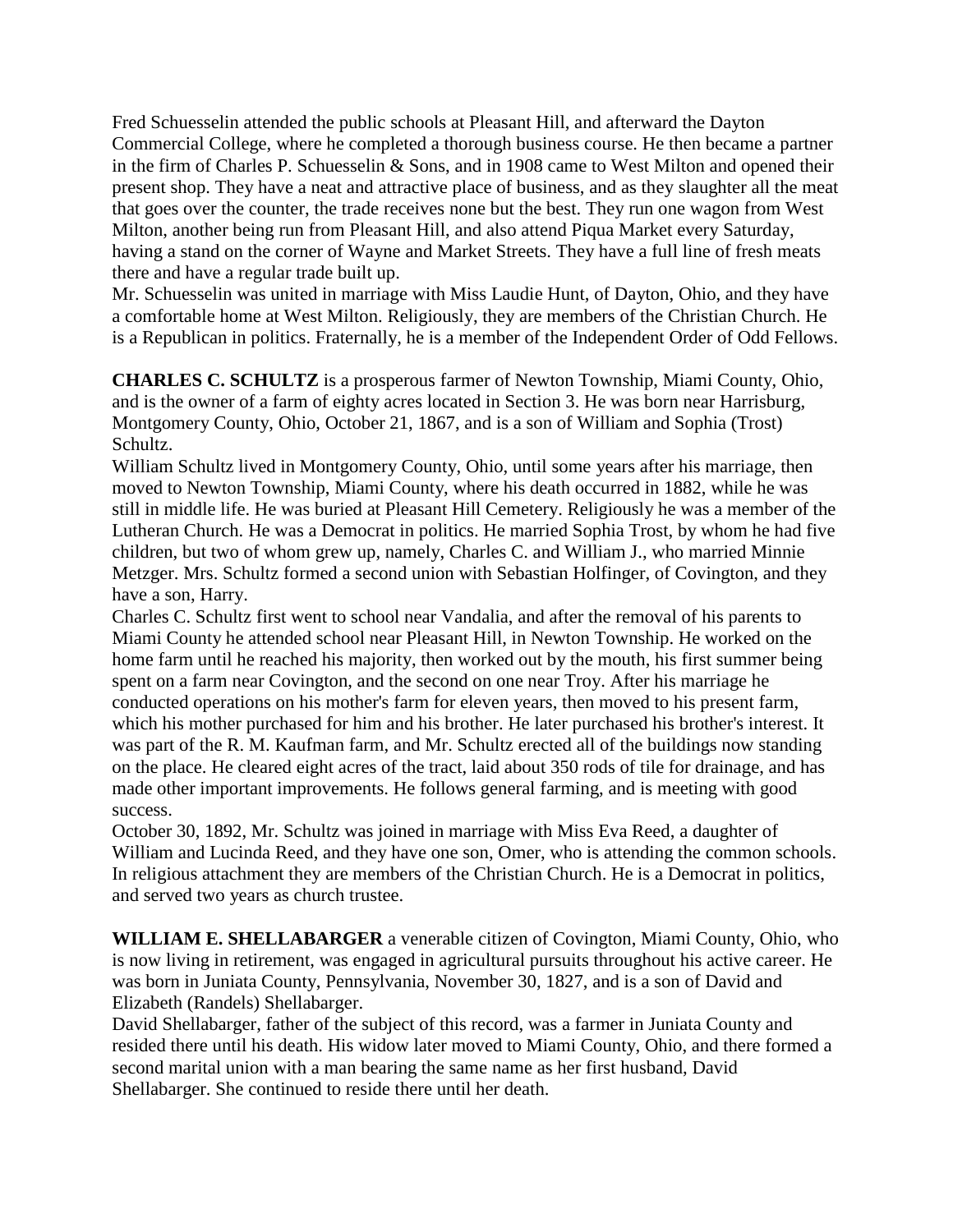Fred Schuesselin attended the public schools at Pleasant Hill, and afterward the Dayton Commercial College, where he completed a thorough business course. He then became a partner in the firm of Charles P. Schuesselin & Sons, and in 1908 came to West Milton and opened their present shop. They have a neat and attractive place of business, and as they slaughter all the meat that goes over the counter, the trade receives none but the best. They run one wagon from West Milton, another being run from Pleasant Hill, and also attend Piqua Market every Saturday, having a stand on the corner of Wayne and Market Streets. They have a full line of fresh meats there and have a regular trade built up.

Mr. Schuesselin was united in marriage with Miss Laudie Hunt, of Dayton, Ohio, and they have a comfortable home at West Milton. Religiously, they are members of the Christian Church. He is a Republican in politics. Fraternally, he is a member of the Independent Order of Odd Fellows.

**CHARLES C. SCHULTZ** is a prosperous farmer of Newton Township, Miami County, Ohio, and is the owner of a farm of eighty acres located in Section 3. He was born near Harrisburg, Montgomery County, Ohio, October 21, 1867, and is a son of William and Sophia (Trost) Schultz.

William Schultz lived in Montgomery County, Ohio, until some years after his marriage, then moved to Newton Township, Miami County, where his death occurred in 1882, while he was still in middle life. He was buried at Pleasant Hill Cemetery. Religiously he was a member of the Lutheran Church. He was a Democrat in politics. He married Sophia Trost, by whom he had five children, but two of whom grew up, namely, Charles C. and William J., who married Minnie Metzger. Mrs. Schultz formed a second union with Sebastian Holfinger, of Covington, and they have a son, Harry.

Charles C. Schultz first went to school near Vandalia, and after the removal of his parents to Miami County he attended school near Pleasant Hill, in Newton Township. He worked on the home farm until he reached his majority, then worked out by the mouth, his first summer being spent on a farm near Covington, and the second on one near Troy. After his marriage he conducted operations on his mother's farm for eleven years, then moved to his present farm, which his mother purchased for him and his brother. He later purchased his brother's interest. It was part of the R. M. Kaufman farm, and Mr. Schultz erected all of the buildings now standing on the place. He cleared eight acres of the tract, laid about 350 rods of tile for drainage, and has made other important improvements. He follows general farming, and is meeting with good success.

October 30, 1892, Mr. Schultz was joined in marriage with Miss Eva Reed, a daughter of William and Lucinda Reed, and they have one son, Omer, who is attending the common schools. In religious attachment they are members of the Christian Church. He is a Democrat in politics, and served two years as church trustee.

**WILLIAM E. SHELLABARGER** a venerable citizen of Covington, Miami County, Ohio, who is now living in retirement, was engaged in agricultural pursuits throughout his active career. He was born in Juniata County, Pennsylvania, November 30, 1827, and is a son of David and Elizabeth (Randels) Shellabarger.

David Shellabarger, father of the subject of this record, was a farmer in Juniata County and resided there until his death. His widow later moved to Miami County, Ohio, and there formed a second marital union with a man bearing the same name as her first husband, David Shellabarger. She continued to reside there until her death.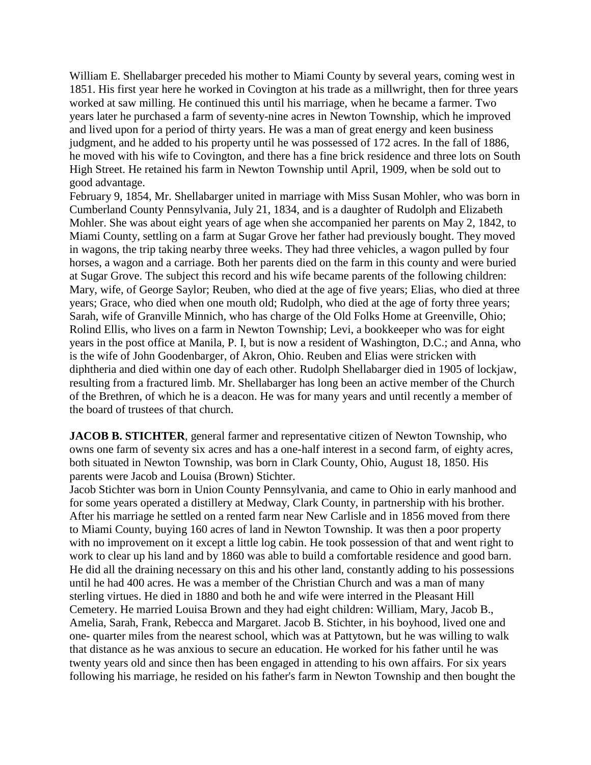William E. Shellabarger preceded his mother to Miami County by several years, coming west in 1851. His first year here he worked in Covington at his trade as a millwright, then for three years worked at saw milling. He continued this until his marriage, when he became a farmer. Two years later he purchased a farm of seventy-nine acres in Newton Township, which he improved and lived upon for a period of thirty years. He was a man of great energy and keen business judgment, and he added to his property until he was possessed of 172 acres. In the fall of 1886, he moved with his wife to Covington, and there has a fine brick residence and three lots on South High Street. He retained his farm in Newton Township until April, 1909, when be sold out to good advantage.

February 9, 1854, Mr. Shellabarger united in marriage with Miss Susan Mohler, who was born in Cumberland County Pennsylvania, July 21, 1834, and is a daughter of Rudolph and Elizabeth Mohler. She was about eight years of age when she accompanied her parents on May 2, 1842, to Miami County, settling on a farm at Sugar Grove her father had previously bought. They moved in wagons, the trip taking nearby three weeks. They had three vehicles, a wagon pulled by four horses, a wagon and a carriage. Both her parents died on the farm in this county and were buried at Sugar Grove. The subject this record and his wife became parents of the following children: Mary, wife, of George Saylor; Reuben, who died at the age of five years; Elias, who died at three years; Grace, who died when one mouth old; Rudolph, who died at the age of forty three years; Sarah, wife of Granville Minnich, who has charge of the Old Folks Home at Greenville, Ohio; Rolind Ellis, who lives on a farm in Newton Township; Levi, a bookkeeper who was for eight years in the post office at Manila, P. I, but is now a resident of Washington, D.C.; and Anna, who is the wife of John Goodenbarger, of Akron, Ohio. Reuben and Elias were stricken with diphtheria and died within one day of each other. Rudolph Shellabarger died in 1905 of lockjaw, resulting from a fractured limb. Mr. Shellabarger has long been an active member of the Church of the Brethren, of which he is a deacon. He was for many years and until recently a member of the board of trustees of that church.

**JACOB B. STICHTER**, general farmer and representative citizen of Newton Township, who owns one farm of seventy six acres and has a one-half interest in a second farm, of eighty acres, both situated in Newton Township, was born in Clark County, Ohio, August 18, 1850. His parents were Jacob and Louisa (Brown) Stichter.

Jacob Stichter was born in Union County Pennsylvania, and came to Ohio in early manhood and for some years operated a distillery at Medway, Clark County, in partnership with his brother. After his marriage he settled on a rented farm near New Carlisle and in 1856 moved from there to Miami County, buying 160 acres of land in Newton Township. It was then a poor property with no improvement on it except a little log cabin. He took possession of that and went right to work to clear up his land and by 1860 was able to build a comfortable residence and good barn. He did all the draining necessary on this and his other land, constantly adding to his possessions until he had 400 acres. He was a member of the Christian Church and was a man of many sterling virtues. He died in 1880 and both he and wife were interred in the Pleasant Hill Cemetery. He married Louisa Brown and they had eight children: William, Mary, Jacob B., Amelia, Sarah, Frank, Rebecca and Margaret. Jacob B. Stichter, in his boyhood, lived one and one- quarter miles from the nearest school, which was at Pattytown, but he was willing to walk that distance as he was anxious to secure an education. He worked for his father until he was twenty years old and since then has been engaged in attending to his own affairs. For six years following his marriage, he resided on his father's farm in Newton Township and then bought the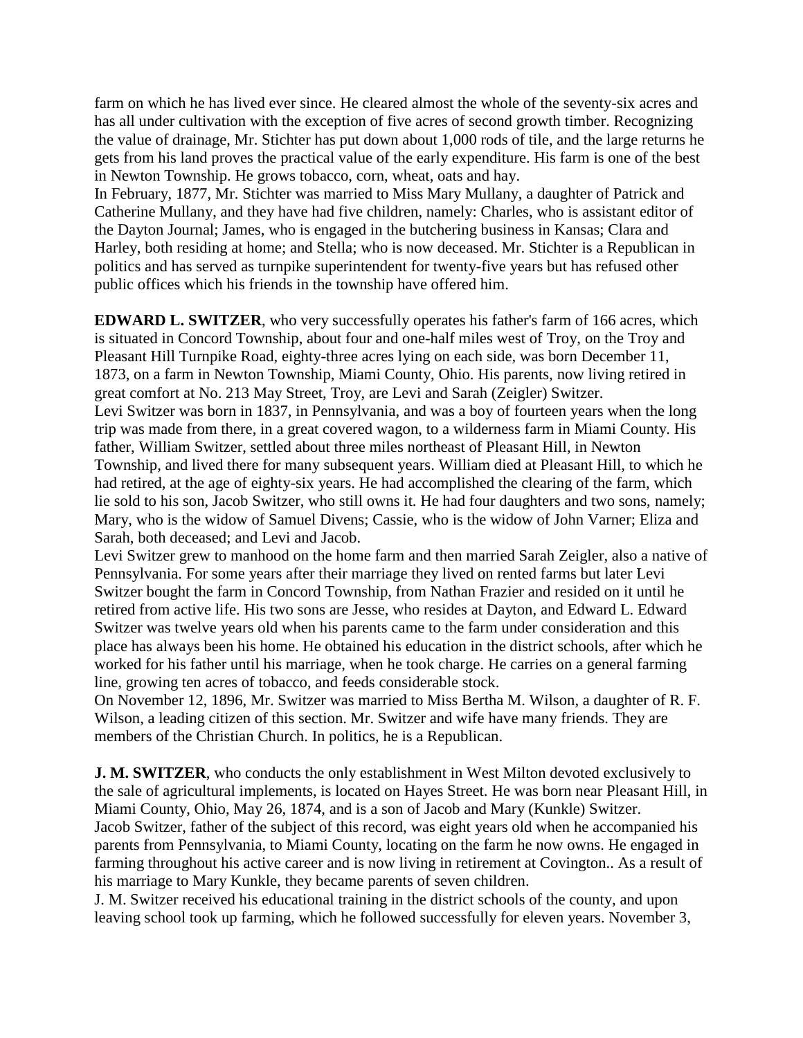farm on which he has lived ever since. He cleared almost the whole of the seventy-six acres and has all under cultivation with the exception of five acres of second growth timber. Recognizing the value of drainage, Mr. Stichter has put down about 1,000 rods of tile, and the large returns he gets from his land proves the practical value of the early expenditure. His farm is one of the best in Newton Township. He grows tobacco, corn, wheat, oats and hay.

In February, 1877, Mr. Stichter was married to Miss Mary Mullany, a daughter of Patrick and Catherine Mullany, and they have had five children, namely: Charles, who is assistant editor of the Dayton Journal; James, who is engaged in the butchering business in Kansas; Clara and Harley, both residing at home; and Stella; who is now deceased. Mr. Stichter is a Republican in politics and has served as turnpike superintendent for twenty-five years but has refused other public offices which his friends in the township have offered him.

**EDWARD L. SWITZER**, who very successfully operates his father's farm of 166 acres, which is situated in Concord Township, about four and one-half miles west of Troy, on the Troy and Pleasant Hill Turnpike Road, eighty-three acres lying on each side, was born December 11, 1873, on a farm in Newton Township, Miami County, Ohio. His parents, now living retired in great comfort at No. 213 May Street, Troy, are Levi and Sarah (Zeigler) Switzer.

Levi Switzer was born in 1837, in Pennsylvania, and was a boy of fourteen years when the long trip was made from there, in a great covered wagon, to a wilderness farm in Miami County. His father, William Switzer, settled about three miles northeast of Pleasant Hill, in Newton Township, and lived there for many subsequent years. William died at Pleasant Hill, to which he had retired, at the age of eighty-six years. He had accomplished the clearing of the farm, which lie sold to his son, Jacob Switzer, who still owns it. He had four daughters and two sons, namely; Mary, who is the widow of Samuel Divens; Cassie, who is the widow of John Varner; Eliza and Sarah, both deceased; and Levi and Jacob.

Levi Switzer grew to manhood on the home farm and then married Sarah Zeigler, also a native of Pennsylvania. For some years after their marriage they lived on rented farms but later Levi Switzer bought the farm in Concord Township, from Nathan Frazier and resided on it until he retired from active life. His two sons are Jesse, who resides at Dayton, and Edward L. Edward Switzer was twelve years old when his parents came to the farm under consideration and this place has always been his home. He obtained his education in the district schools, after which he worked for his father until his marriage, when he took charge. He carries on a general farming line, growing ten acres of tobacco, and feeds considerable stock.

On November 12, 1896, Mr. Switzer was married to Miss Bertha M. Wilson, a daughter of R. F. Wilson, a leading citizen of this section. Mr. Switzer and wife have many friends. They are members of the Christian Church. In politics, he is a Republican.

**J. M. SWITZER**, who conducts the only establishment in West Milton devoted exclusively to the sale of agricultural implements, is located on Hayes Street. He was born near Pleasant Hill, in Miami County, Ohio, May 26, 1874, and is a son of Jacob and Mary (Kunkle) Switzer.

Jacob Switzer, father of the subject of this record, was eight years old when he accompanied his parents from Pennsylvania, to Miami County, locating on the farm he now owns. He engaged in farming throughout his active career and is now living in retirement at Covington.. As a result of his marriage to Mary Kunkle, they became parents of seven children.

J. M. Switzer received his educational training in the district schools of the county, and upon leaving school took up farming, which he followed successfully for eleven years. November 3,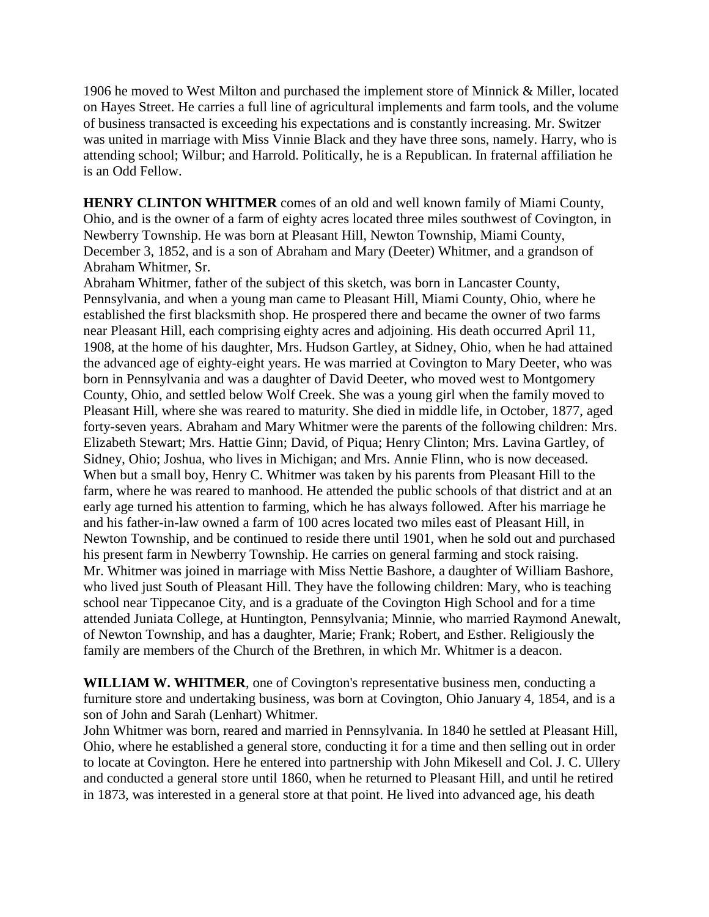1906 he moved to West Milton and purchased the implement store of Minnick & Miller, located on Hayes Street. He carries a full line of agricultural implements and farm tools, and the volume of business transacted is exceeding his expectations and is constantly increasing. Mr. Switzer was united in marriage with Miss Vinnie Black and they have three sons, namely. Harry, who is attending school; Wilbur; and Harrold. Politically, he is a Republican. In fraternal affiliation he is an Odd Fellow.

**HENRY CLINTON WHITMER** comes of an old and well known family of Miami County, Ohio, and is the owner of a farm of eighty acres located three miles southwest of Covington, in Newberry Township. He was born at Pleasant Hill, Newton Township, Miami County, December 3, 1852, and is a son of Abraham and Mary (Deeter) Whitmer, and a grandson of Abraham Whitmer, Sr.

Abraham Whitmer, father of the subject of this sketch, was born in Lancaster County, Pennsylvania, and when a young man came to Pleasant Hill, Miami County, Ohio, where he established the first blacksmith shop. He prospered there and became the owner of two farms near Pleasant Hill, each comprising eighty acres and adjoining. His death occurred April 11, 1908, at the home of his daughter, Mrs. Hudson Gartley, at Sidney, Ohio, when he had attained the advanced age of eighty-eight years. He was married at Covington to Mary Deeter, who was born in Pennsylvania and was a daughter of David Deeter, who moved west to Montgomery County, Ohio, and settled below Wolf Creek. She was a young girl when the family moved to Pleasant Hill, where she was reared to maturity. She died in middle life, in October, 1877, aged forty-seven years. Abraham and Mary Whitmer were the parents of the following children: Mrs. Elizabeth Stewart; Mrs. Hattie Ginn; David, of Piqua; Henry Clinton; Mrs. Lavina Gartley, of Sidney, Ohio; Joshua, who lives in Michigan; and Mrs. Annie Flinn, who is now deceased.

When but a small boy, Henry C. Whitmer was taken by his parents from Pleasant Hill to the farm, where he was reared to manhood. He attended the public schools of that district and at an early age turned his attention to farming, which he has always followed. After his marriage he and his father-in-law owned a farm of 100 acres located two miles east of Pleasant Hill, in Newton Township, and be continued to reside there until 1901, when he sold out and purchased his present farm in Newberry Township. He carries on general farming and stock raising.

Mr. Whitmer was joined in marriage with Miss Nettie Bashore, a daughter of William Bashore, who lived just South of Pleasant Hill. They have the following children: Mary, who is teaching school near Tippecanoe City, and is a graduate of the Covington High School and for a time attended Juniata College, at Huntington, Pennsylvania; Minnie, who married Raymond Anewalt, of Newton Township, and has a daughter, Marie; Frank; Robert, and Esther. Religiously the family are members of the Church of the Brethren, in which Mr. Whitmer is a deacon.

**WILLIAM W. WHITMER**, one of Covington's representative business men, conducting a furniture store and undertaking business, was born at Covington, Ohio January 4, 1854, and is a son of John and Sarah (Lenhart) Whitmer.

John Whitmer was born, reared and married in Pennsylvania. In 1840 he settled at Pleasant Hill, Ohio, where he established a general store, conducting it for a time and then selling out in order to locate at Covington. Here he entered into partnership with John Mikesell and Col. J. C. Ullery and conducted a general store until 1860, when he returned to Pleasant Hill, and until he retired in 1873, was interested in a general store at that point. He lived into advanced age, his death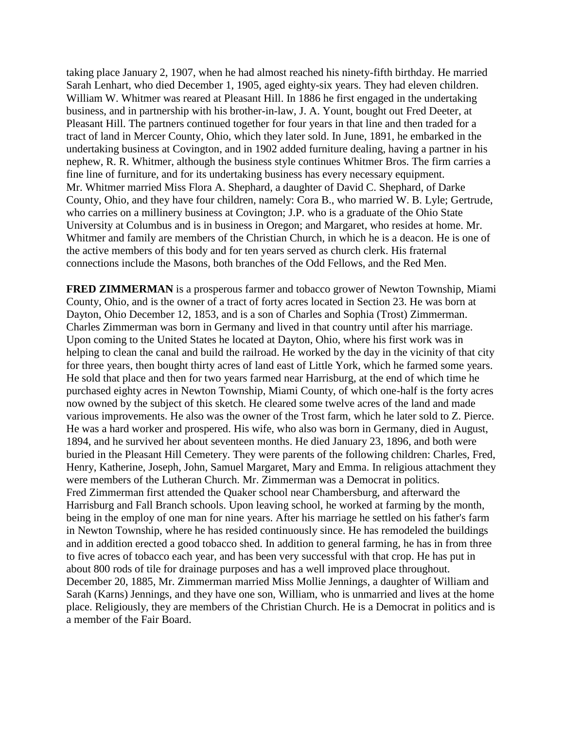taking place January 2, 1907, when he had almost reached his ninety-fifth birthday. He married Sarah Lenhart, who died December 1, 1905, aged eighty-six years. They had eleven children. William W. Whitmer was reared at Pleasant Hill. In 1886 he first engaged in the undertaking business, and in partnership with his brother-in-law, J. A. Yount, bought out Fred Deeter, at Pleasant Hill. The partners continued together for four years in that line and then traded for a tract of land in Mercer County, Ohio, which they later sold. In June, 1891, he embarked in the undertaking business at Covington, and in 1902 added furniture dealing, having a partner in his nephew, R. R. Whitmer, although the business style continues Whitmer Bros. The firm carries a fine line of furniture, and for its undertaking business has every necessary equipment.
Mr. Whitmer married Miss Flora A. Shephard, a daughter of David C. Shephard, of Darke County, Ohio, and they have four children, namely: Cora B., who married W. B. Lyle; Gertrude, who carries on a millinery business at Covington; J.P. who is a graduate of the Ohio State University at Columbus and is in business in Oregon; and Margaret, who resides at home. Mr. Whitmer and family are members of the Christian Church, in which he is a deacon. He is one of the active members of this body and for ten years served as church clerk. His fraternal connections include the Masons, both branches of the Odd Fellows, and the Red Men.

**FRED ZIMMERMAN** is a prosperous farmer and tobacco grower of Newton Township, Miami County, Ohio, and is the owner of a tract of forty acres located in Section 23. He was born at Dayton, Ohio December 12, 1853, and is a son of Charles and Sophia (Trost) Zimmerman. Charles Zimmerman was born in Germany and lived in that country until after his marriage. Upon coming to the United States he located at Dayton, Ohio, where his first work was in helping to clean the canal and build the railroad. He worked by the day in the vicinity of that city for three years, then bought thirty acres of land east of Little York, which he farmed some years. He sold that place and then for two years farmed near Harrisburg, at the end of which time he purchased eighty acres in Newton Township, Miami County, of which one-half is the forty acres now owned by the subject of this sketch. He cleared some twelve acres of the land and made various improvements. He also was the owner of the Trost farm, which he later sold to Z. Pierce. He was a hard worker and prospered. His wife, who also was born in Germany, died in August, 1894, and he survived her about seventeen months. He died January 23, 1896, and both were buried in the Pleasant Hill Cemetery. They were parents of the following children: Charles, Fred, Henry, Katherine, Joseph, John, Samuel Margaret, Mary and Emma. In religious attachment they were members of the Lutheran Church. Mr. Zimmerman was a Democrat in politics.
Fred Zimmerman first attended the Quaker school near Chambersburg, and afterward the Harrisburg and Fall Branch schools. Upon leaving school, he worked at farming by the month, being in the employ of one man for nine years. After his marriage he settled on his father's farm in Newton Township, where he has resided continuously since. He has remodeled the buildings and in addition erected a good tobacco shed. In addition to general farming, he has in from three to five acres of tobacco each year, and has been very successful with that crop. He has put in about 800 rods of tile for drainage purposes and has a well improved place throughout.
December 20, 1885, Mr. Zimmerman married Miss Mollie Jennings, a daughter of William and Sarah (Karns) Jennings, and they have one son, William, who is unmarried and lives at the home place. Religiously, they are members of the Christian Church. He is a Democrat in politics and is a member of the Fair Board.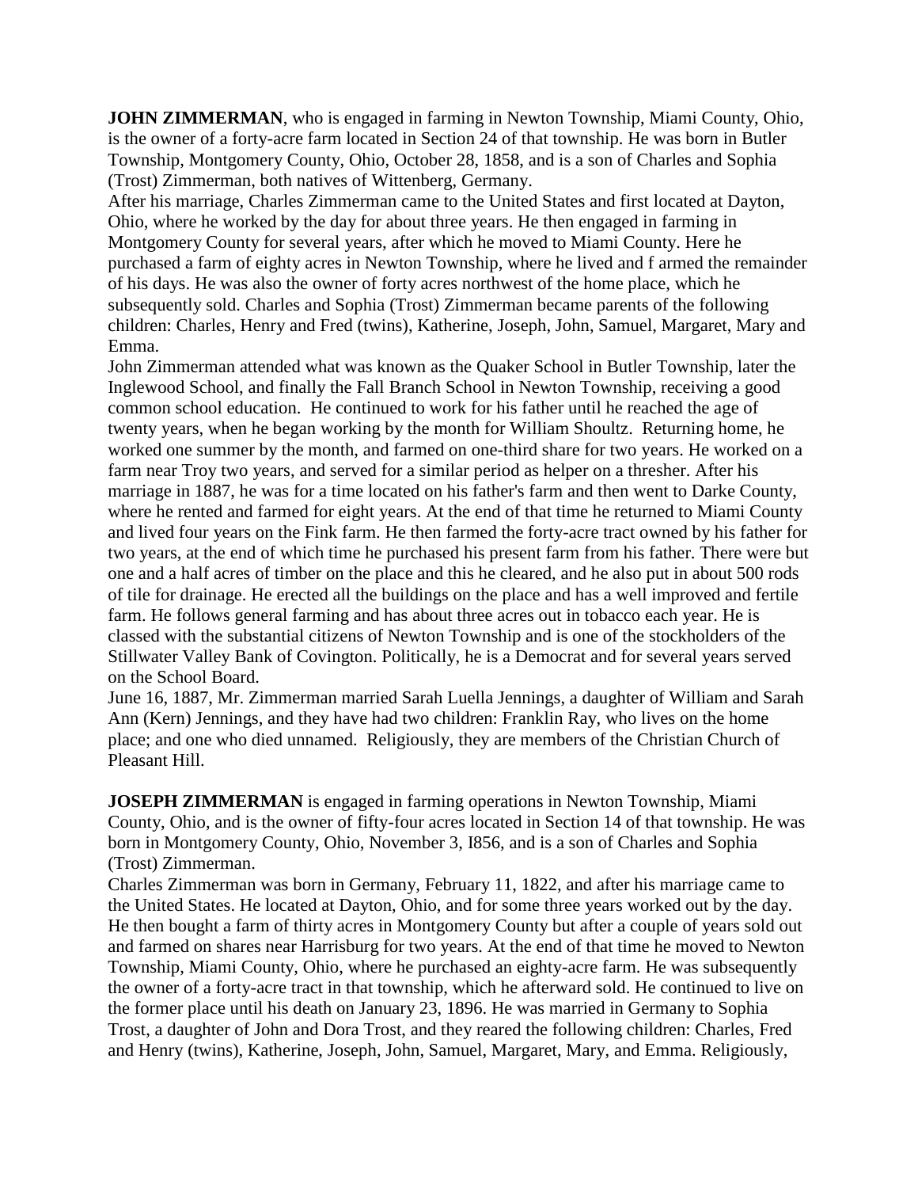**JOHN ZIMMERMAN**, who is engaged in farming in Newton Township, Miami County, Ohio, is the owner of a forty-acre farm located in Section 24 of that township. He was born in Butler Township, Montgomery County, Ohio, October 28, 1858, and is a son of Charles and Sophia (Trost) Zimmerman, both natives of Wittenberg, Germany.

After his marriage, Charles Zimmerman came to the United States and first located at Dayton, Ohio, where he worked by the day for about three years. He then engaged in farming in Montgomery County for several years, after which he moved to Miami County. Here he purchased a farm of eighty acres in Newton Township, where he lived and f armed the remainder of his days. He was also the owner of forty acres northwest of the home place, which he subsequently sold. Charles and Sophia (Trost) Zimmerman became parents of the following children: Charles, Henry and Fred (twins), Katherine, Joseph, John, Samuel, Margaret, Mary and Emma.

John Zimmerman attended what was known as the Quaker School in Butler Township, later the Inglewood School, and finally the Fall Branch School in Newton Township, receiving a good common school education. He continued to work for his father until he reached the age of twenty years, when he began working by the month for William Shoultz. Returning home, he worked one summer by the month, and farmed on one-third share for two years. He worked on a farm near Troy two years, and served for a similar period as helper on a thresher. After his marriage in 1887, he was for a time located on his father's farm and then went to Darke County, where he rented and farmed for eight years. At the end of that time he returned to Miami County and lived four years on the Fink farm. He then farmed the forty-acre tract owned by his father for two years, at the end of which time he purchased his present farm from his father. There were but one and a half acres of timber on the place and this he cleared, and he also put in about 500 rods of tile for drainage. He erected all the buildings on the place and has a well improved and fertile farm. He follows general farming and has about three acres out in tobacco each year. He is classed with the substantial citizens of Newton Township and is one of the stockholders of the Stillwater Valley Bank of Covington. Politically, he is a Democrat and for several years served on the School Board.

June 16, 1887, Mr. Zimmerman married Sarah Luella Jennings, a daughter of William and Sarah Ann (Kern) Jennings, and they have had two children: Franklin Ray, who lives on the home place; and one who died unnamed. Religiously, they are members of the Christian Church of Pleasant Hill.

**JOSEPH ZIMMERMAN** is engaged in farming operations in Newton Township, Miami County, Ohio, and is the owner of fifty-four acres located in Section 14 of that township. He was born in Montgomery County, Ohio, November 3, I856, and is a son of Charles and Sophia (Trost) Zimmerman.

Charles Zimmerman was born in Germany, February 11, 1822, and after his marriage came to the United States. He located at Dayton, Ohio, and for some three years worked out by the day. He then bought a farm of thirty acres in Montgomery County but after a couple of years sold out and farmed on shares near Harrisburg for two years. At the end of that time he moved to Newton Township, Miami County, Ohio, where he purchased an eighty-acre farm. He was subsequently the owner of a forty-acre tract in that township, which he afterward sold. He continued to live on the former place until his death on January 23, 1896. He was married in Germany to Sophia Trost, a daughter of John and Dora Trost, and they reared the following children: Charles, Fred and Henry (twins), Katherine, Joseph, John, Samuel, Margaret, Mary, and Emma. Religiously,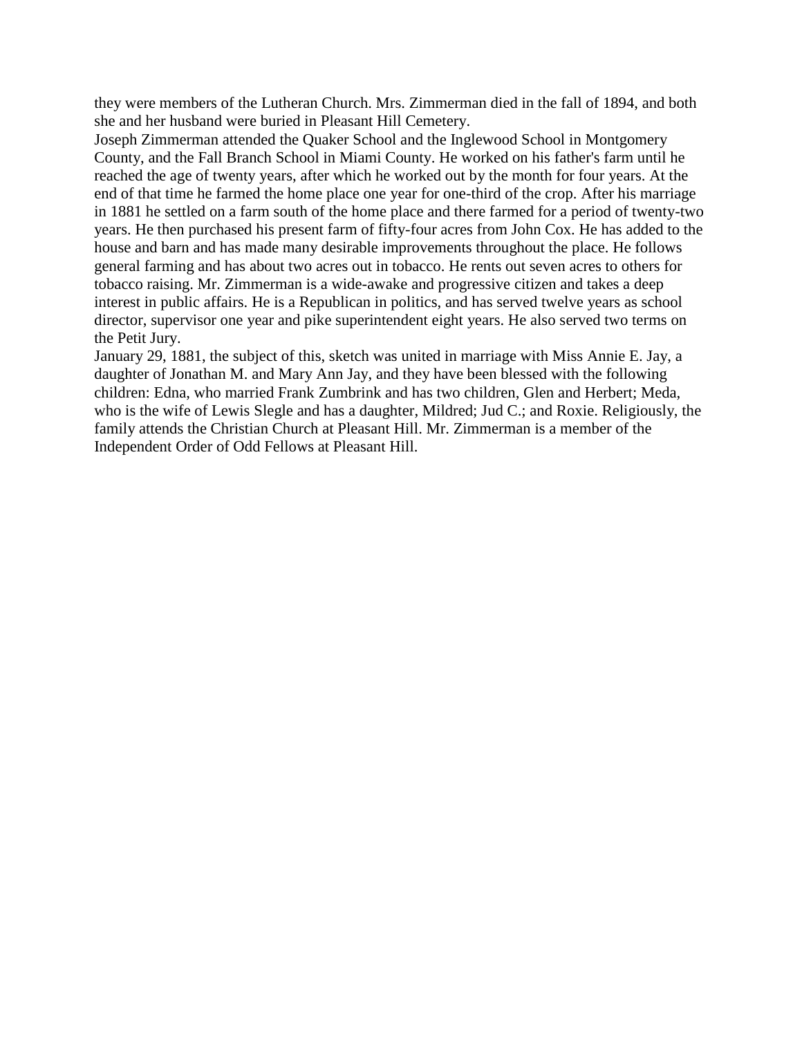they were members of the Lutheran Church. Mrs. Zimmerman died in the fall of 1894, and both she and her husband were buried in Pleasant Hill Cemetery.

Joseph Zimmerman attended the Quaker School and the Inglewood School in Montgomery County, and the Fall Branch School in Miami County. He worked on his father's farm until he reached the age of twenty years, after which he worked out by the month for four years. At the end of that time he farmed the home place one year for one-third of the crop. After his marriage in 1881 he settled on a farm south of the home place and there farmed for a period of twenty-two years. He then purchased his present farm of fifty-four acres from John Cox. He has added to the house and barn and has made many desirable improvements throughout the place. He follows general farming and has about two acres out in tobacco. He rents out seven acres to others for tobacco raising. Mr. Zimmerman is a wide-awake and progressive citizen and takes a deep interest in public affairs. He is a Republican in politics, and has served twelve years as school director, supervisor one year and pike superintendent eight years. He also served two terms on the Petit Jury.

January 29, 1881, the subject of this, sketch was united in marriage with Miss Annie E. Jay, a daughter of Jonathan M. and Mary Ann Jay, and they have been blessed with the following children: Edna, who married Frank Zumbrink and has two children, Glen and Herbert; Meda, who is the wife of Lewis Slegle and has a daughter, Mildred; Jud C.; and Roxie. Religiously, the family attends the Christian Church at Pleasant Hill. Mr. Zimmerman is a member of the Independent Order of Odd Fellows at Pleasant Hill.